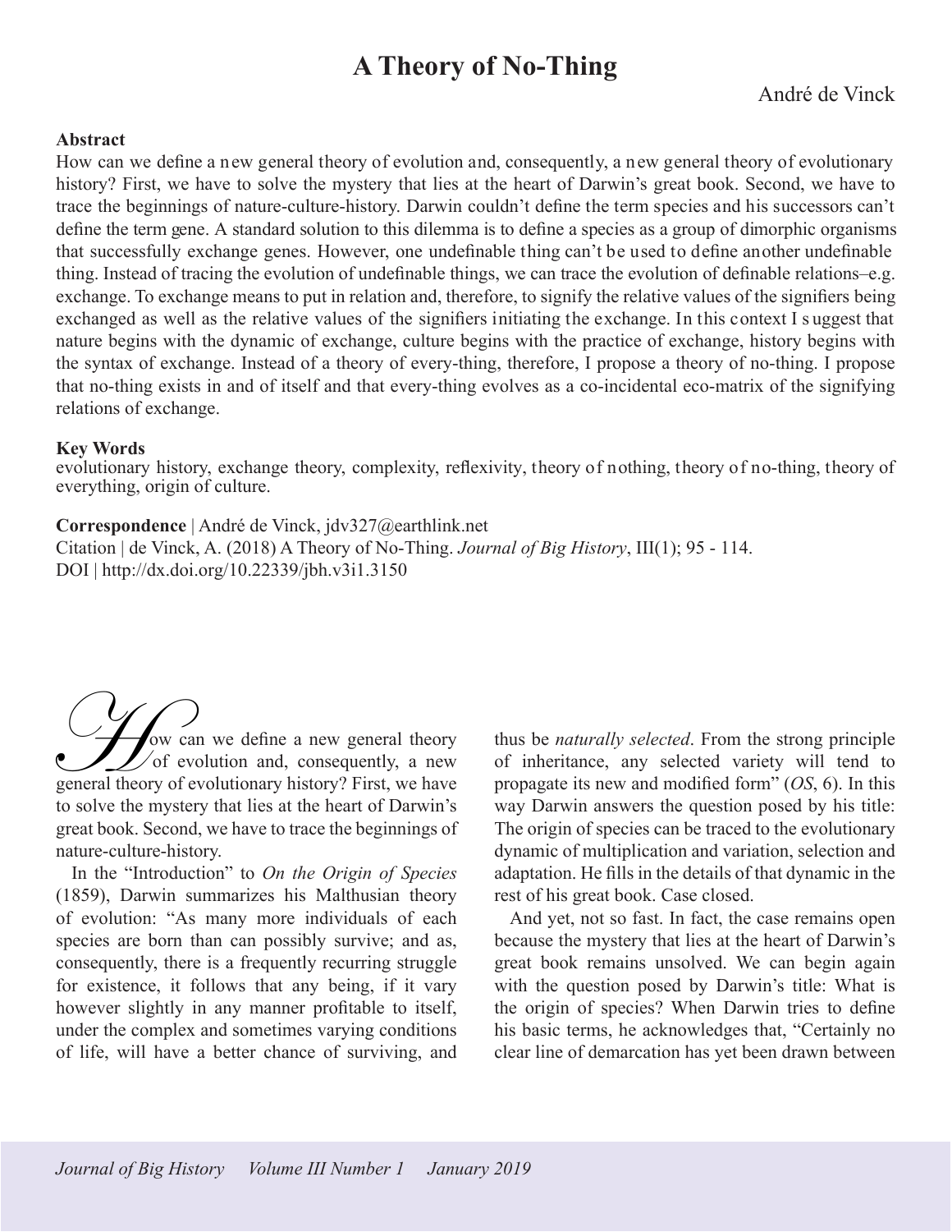# A Theory of No-Thing

André de Vinck

**Abstract**

How can we define a new general theory of evolution and, consequently, a new general theory of evolutionary history? First, we have to solve the mystery that lies at the heart of Darwin's great book. Second, we have to trace the beginnings of nature-culture-history. Darwin couldn't define the term species and his successors can't define the term gene. A standard solution to this dilemma is to define a species as a group of dimorphic organisms that successfully exchange genes. However, one undefinable thing can't be used to define another undefinable thing. Instead of tracing the evolution of undefinable things, we can trace the evolution of definable relations–e.g. exchange. To exchange means to put in relation and, therefore, to signify the relative values of the signifiers being exchanged as well as the relative values of the signifiers initiating the exchange. In this context I suggest that nature begins with the dynamic of exchange, culture begins with the practice of exchange, history begins with the syntax of exchange. Instead of a theory of every-thing, therefore, I propose a theory of no-thing. I propose that no-thing exists in and of itself and that every-thing evolves as a co-incidental eco-matrix of the signifying relations of exchange.

**Key Words**

evolutionary history, exchange theory, complexity, reflexivity, theory of nothing, theory of no-thing, theory of everything, origin of culture.

**Correspondence** | André de Vinck, jdv327@earthlink.net

Citation | de Vinck, A. (2018) A Theory of No-Thing. *Journal of Big History*, III(1); 95 - 114.

DOI | http://dx.doi.org/10.22339/jbh.v3i1.3150

How can we define a new general theory of evolution and, consequently, a new general theory of evolutionary history? First, we have to solve the mystery that lies at the heart of Darwin's great book. Second, we have to trace the beginnings of nature-culture-history.

In the "Introduction" to *On the Origin of Species* (1859), Darwin summarizes his Malthusian theory of evolution: "As many more individuals of each species are born than can possibly survive; and as, consequently, there is a frequently recurring struggle for existence, it follows that any being, if it vary however slightly in any manner profitable to itself, under the complex and sometimes varying conditions of life, will have a better chance of surviving, and thus be *naturally selected*. From the strong principle of inheritance, any selected variety will tend to propagate its new and modified form" (*OS*, 6). In this way Darwin answers the question posed by his title: The origin of species can be traced to the evolutionary dynamic of multiplication and variation, selection and adaptation. He fills in the details of that dynamic in the rest of his great book. Case closed.

And yet, not so fast. In fact, the case remains open because the mystery that lies at the heart of Darwin's great book remains unsolved. We can begin again with the question posed by Darwin's title: What is the origin of species? When Darwin tries to define his basic terms, he acknowledges that, "Certainly no clear line of demarcation has yet been drawn between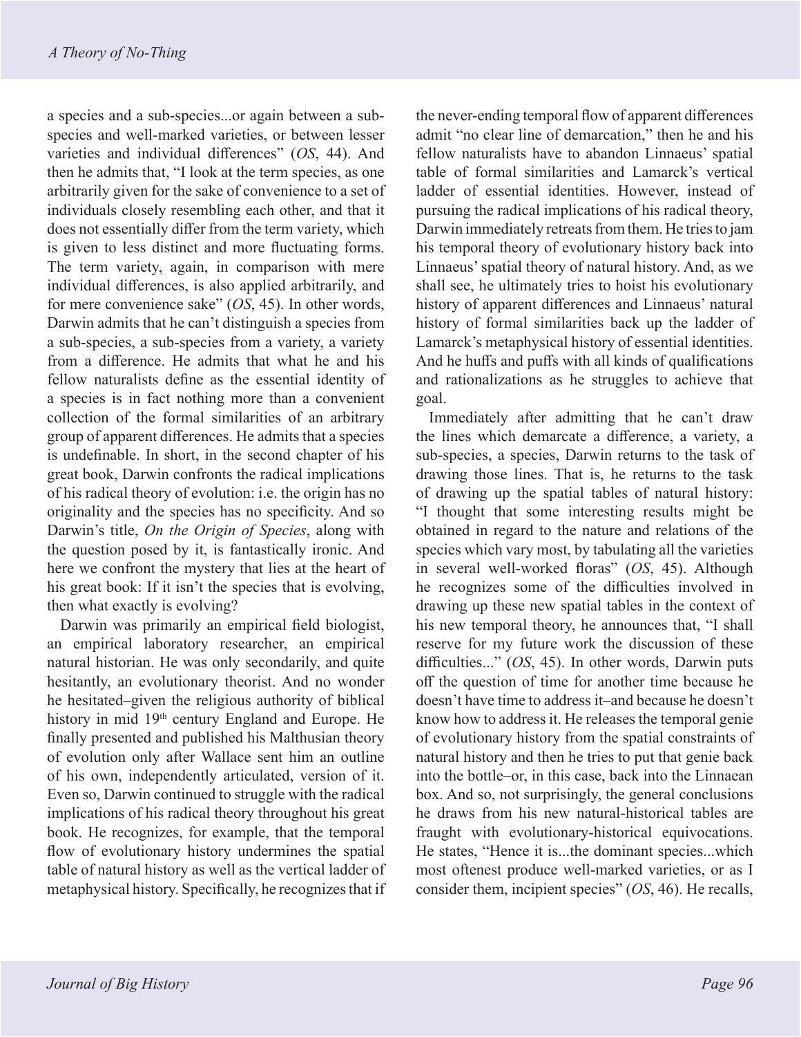a species and a sub-species...or again between a sub-species and well-marked varieties, or between lesser varieties and individual differences" (*OS*, 44). And then he admits that, "I look at the term species, as one arbitrarily given for the sake of convenience to a set of individuals closely resembling each other, and that it does not essentially differ from the term variety, which is given to less distinct and more fluctuating forms. The term variety, again, in comparison with mere individual differences, is also applied arbitrarily, and for mere convenience sake" (*OS*, 45). In other words, Darwin admits that he can't distinguish a species from a sub-species, a sub-species from a variety, a variety from a difference. He admits that what he and his fellow naturalists define as the essential identity of a species is in fact nothing more than a convenient collection of the formal similarities of an arbitrary group of apparent differences. He admits that a species is undefinable. In short, in the second chapter of his great book, Darwin confronts the radical implications of his radical theory of evolution: i.e. the origin has no originality and the species has no specificity. And so Darwin's title, *On the Origin of Species*, along with the question posed by it, is fantastically ironic. And here we confront the mystery that lies at the heart of his great book: If it isn't the species that is evolving, then what exactly is evolving?

Darwin was primarily an empirical field biologist, an empirical laboratory researcher, an empirical natural historian. He was only secondarily, and quite hesitantly, an evolutionary theorist. And no wonder he hesitated–given the religious authority of biblical history in mid 19th century England and Europe. He finally presented and published his Malthusian theory of evolution only after Wallace sent him an outline of his own, independently articulated, version of it. Even so, Darwin continued to struggle with the radical implications of his radical theory throughout his great book. He recognizes, for example, that the temporal flow of evolutionary history undermines the spatial table of natural history as well as the vertical ladder of metaphysical history. Specifically, he recognizes that if the never-ending temporal flow of apparent differences admit "no clear line of demarcation," then he and his fellow naturalists have to abandon Linnaeus' spatial table of formal similarities and Lamarck's vertical ladder of essential identities. However, instead of pursuing the radical implications of his radical theory, Darwin immediately retreats from them. He tries to jam his temporal theory of evolutionary history back into Linnaeus' spatial theory of natural history. And, as we shall see, he ultimately tries to hoist his evolutionary history of apparent differences and Linnaeus' natural history of formal similarities back up the ladder of Lamarck's metaphysical history of essential identities. And he huffs and puffs with all kinds of qualifications and rationalizations as he struggles to achieve that goal.

Immediately after admitting that he can't draw the lines which demarcate a difference, a variety, a sub-species, a species, Darwin returns to the task of drawing those lines. That is, he returns to the task of drawing up the spatial tables of natural history: "I thought that some interesting results might be obtained in regard to the nature and relations of the species which vary most, by tabulating all the varieties in several well-worked floras" (*OS*, 45). Although he recognizes some of the difficulties involved in drawing up these new spatial tables in the context of his new temporal theory, he announces that, "I shall reserve for my future work the discussion of these difficulties..." (*OS*, 45). In other words, Darwin puts off the question of time for another time because he doesn't have time to address it–and because he doesn't know how to address it. He releases the temporal genie of evolutionary history from the spatial constraints of natural history and then he tries to put that genie back into the bottle–or, in this case, back into the Linnaean box. And so, not surprisingly, the general conclusions he draws from his new natural-historical tables are fraught with evolutionary-historical equivocations. He states, "Hence it is...the dominant species...which most oftenest produce well-marked varieties, or as I consider them, incipient species" (*OS*, 46). He recalls,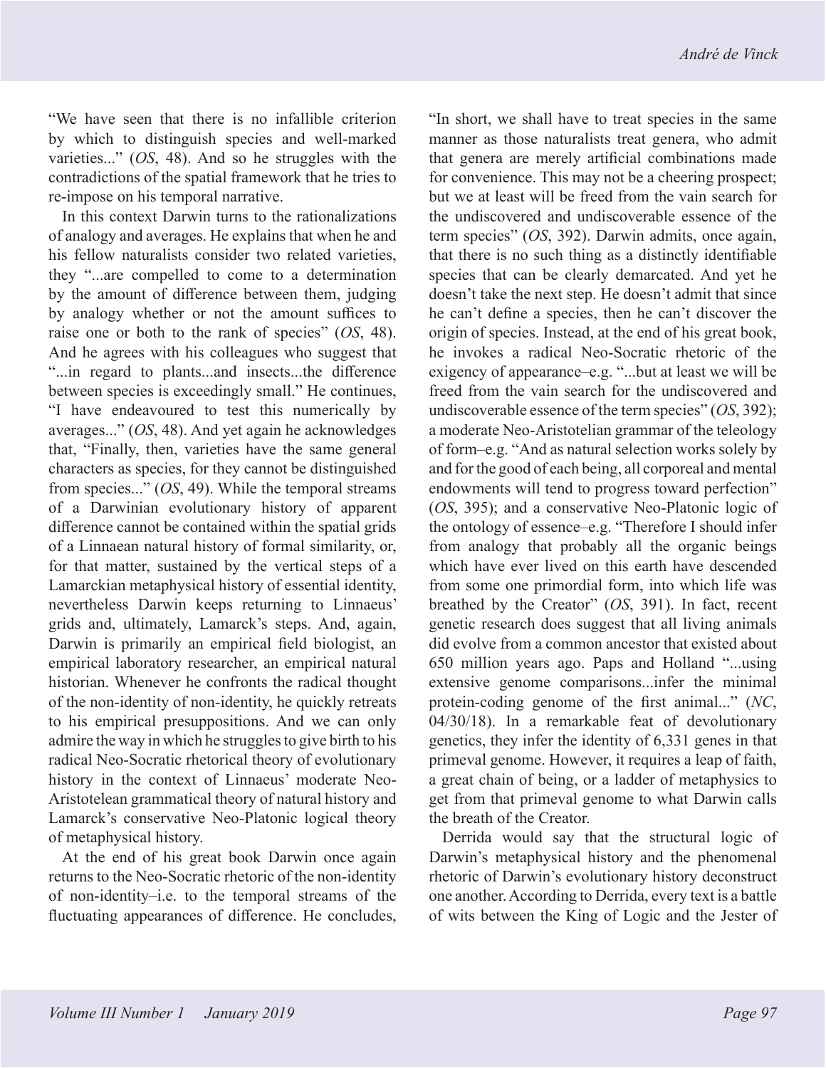"We have seen that there is no infallible criterion by which to distinguish species and well-marked varieties..." (*OS*, 48). And so he struggles with the contradictions of the spatial framework that he tries to re-impose on his temporal narrative.

In this context Darwin turns to the rationalizations of analogy and averages. He explains that when he and his fellow naturalists consider two related varieties, they "...are compelled to come to a determination by the amount of difference between them, judging by analogy whether or not the amount suffices to raise one or both to the rank of species" (*OS*, 48). And he agrees with his colleagues who suggest that "...in regard to plants...and insects...the difference between species is exceedingly small." He continues, "I have endeavoured to test this numerically by averages..." (*OS*, 48). And yet again he acknowledges that, "Finally, then, varieties have the same general characters as species, for they cannot be distinguished from species..." (*OS*, 49). While the temporal streams of a Darwinian evolutionary history of apparent difference cannot be contained within the spatial grids of a Linnaean natural history of formal similarity, or, for that matter, sustained by the vertical steps of a Lamarckian metaphysical history of essential identity, nevertheless Darwin keeps returning to Linnaeus' grids and, ultimately, Lamarck's steps. And, again, Darwin is primarily an empirical field biologist, an empirical laboratory researcher, an empirical natural historian. Whenever he confronts the radical thought of the non-identity of non-identity, he quickly retreats to his empirical presuppositions. And we can only admire the way in which he struggles to give birth to his radical Neo-Socratic rhetorical theory of evolutionary history in the context of Linnaeus' moderate Neo-Aristotelean grammatical theory of natural history and Lamarck's conservative Neo-Platonic logical theory of metaphysical history.

At the end of his great book Darwin once again returns to the Neo-Socratic rhetoric of the non-identity of non-identity–i.e. to the temporal streams of the fluctuating appearances of difference. He concludes, "In short, we shall have to treat species in the same manner as those naturalists treat genera, who admit that genera are merely artificial combinations made for convenience. This may not be a cheering prospect; but we at least will be freed from the vain search for the undiscovered and undiscoverable essence of the term species" (*OS*, 392). Darwin admits, once again, that there is no such thing as a distinctly identifiable species that can be clearly demarcated. And yet he doesn't take the next step. He doesn't admit that since he can't define a species, then he can't discover the origin of species. Instead, at the end of his great book, he invokes a radical Neo-Socratic rhetoric of the exigency of appearance–e.g. "...but at least we will be freed from the vain search for the undiscovered and undiscoverable essence of the term species" (*OS*, 392); a moderate Neo-Aristotelian grammar of the teleology of form–e.g. "And as natural selection works solely by and for the good of each being, all corporeal and mental endowments will tend to progress toward perfection" (*OS*, 395); and a conservative Neo-Platonic logic of the ontology of essence–e.g. "Therefore I should infer from analogy that probably all the organic beings which have ever lived on this earth have descended from some one primordial form, into which life was breathed by the Creator" (*OS*, 391). In fact, recent genetic research does suggest that all living animals did evolve from a common ancestor that existed about 650 million years ago. Paps and Holland "...using extensive genome comparisons...infer the minimal protein-coding genome of the first animal..." (*NC*, 04/30/18). In a remarkable feat of devolutionary genetics, they infer the identity of 6,331 genes in that primeval genome. However, it requires a leap of faith, a great chain of being, or a ladder of metaphysics to get from that primeval genome to what Darwin calls the breath of the Creator.

Derrida would say that the structural logic of Darwin's metaphysical history and the phenomenal rhetoric of Darwin's evolutionary history deconstruct one another. According to Derrida, every text is a battle of wits between the King of Logic and the Jester of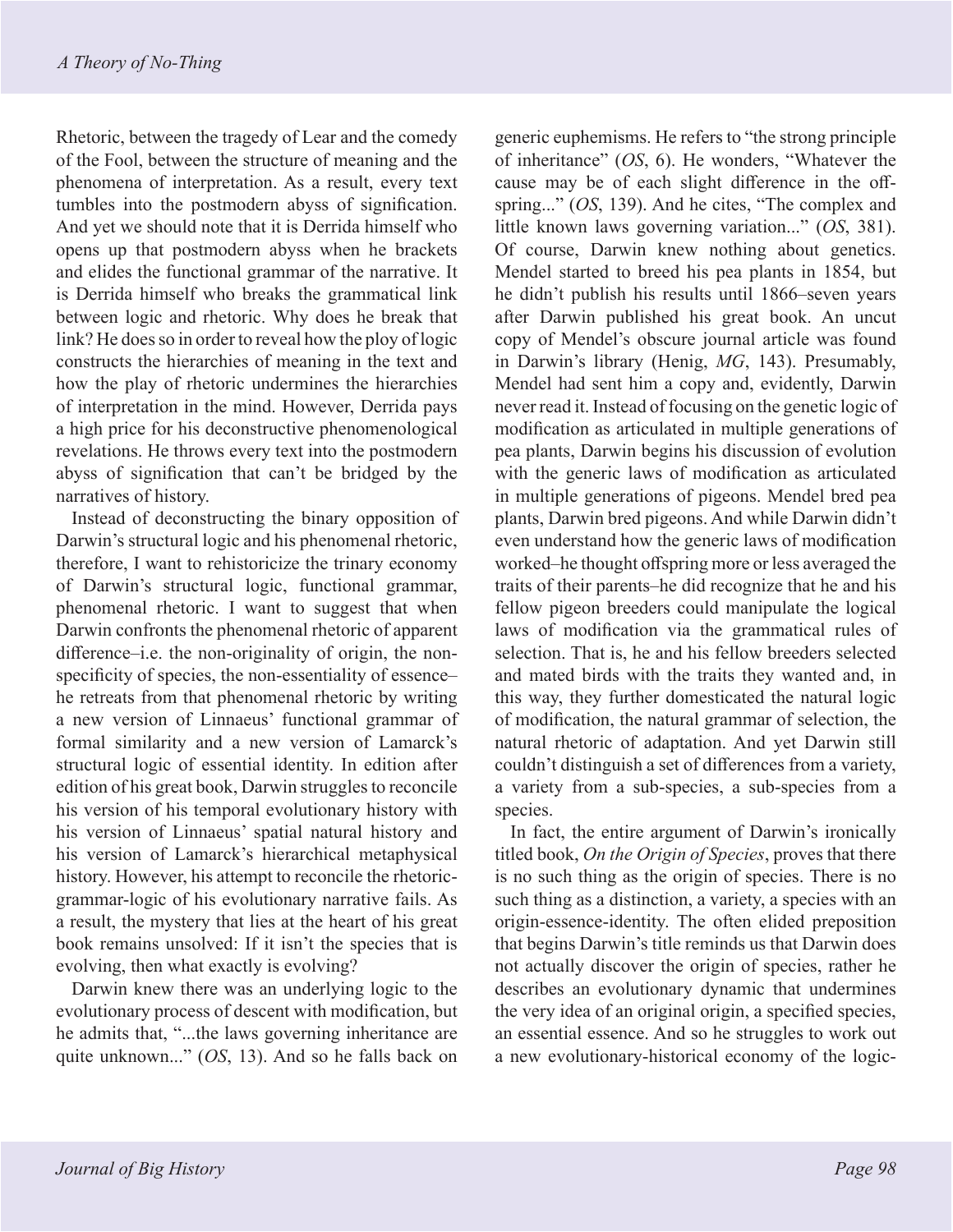Rhetoric, between the tragedy of Lear and the comedy of the Fool, between the structure of meaning and the phenomena of interpretation. As a result, every text tumbles into the postmodern abyss of signification. And yet we should note that it is Derrida himself who opens up that postmodern abyss when he brackets and elides the functional grammar of the narrative. It is Derrida himself who breaks the grammatical link between logic and rhetoric. Why does he break that link? He does so in order to reveal how the ploy of logic constructs the hierarchies of meaning in the text and how the play of rhetoric undermines the hierarchies of interpretation in the mind. However, Derrida pays a high price for his deconstructive phenomenological revelations. He throws every text into the postmodern abyss of signification that can't be bridged by the narratives of history.

Instead of deconstructing the binary opposition of Darwin's structural logic and his phenomenal rhetoric, therefore, I want to rehistoricize the trinary economy of Darwin's structural logic, functional grammar, phenomenal rhetoric. I want to suggest that when Darwin confronts the phenomenal rhetoric of apparent difference–i.e. the non-originality of origin, the non-specificity of species, the non-essentiality of essence–he retreats from that phenomenal rhetoric by writing a new version of Linnaeus' functional grammar of formal similarity and a new version of Lamarck's structural logic of essential identity. In edition after edition of his great book, Darwin struggles to reconcile his version of his temporal evolutionary history with his version of Linnaeus' spatial natural history and his version of Lamarck's hierarchical metaphysical history. However, his attempt to reconcile the rhetoric-grammar-logic of his evolutionary narrative fails. As a result, the mystery that lies at the heart of his great book remains unsolved: If it isn't the species that is evolving, then what exactly is evolving?

Darwin knew there was an underlying logic to the evolutionary process of descent with modification, but he admits that, "...the laws governing inheritance are quite unknown..." (*OS*, 13). And so he falls back on generic euphemisms. He refers to "the strong principle of inheritance" (*OS*, 6). He wonders, "Whatever the cause may be of each slight difference in the off-spring..." (*OS*, 139). And he cites, "The complex and little known laws governing variation..." (*OS*, 381). Of course, Darwin knew nothing about genetics. Mendel started to breed his pea plants in 1854, but he didn't publish his results until 1866–seven years after Darwin published his great book. An uncut copy of Mendel's obscure journal article was found in Darwin's library (Henig, *MG*, 143). Presumably, Mendel had sent him a copy and, evidently, Darwin never read it. Instead of focusing on the genetic logic of modification as articulated in multiple generations of pea plants, Darwin begins his discussion of evolution with the generic laws of modification as articulated in multiple generations of pigeons. Mendel bred pea plants, Darwin bred pigeons. And while Darwin didn't even understand how the generic laws of modification worked–he thought offspring more or less averaged the traits of their parents–he did recognize that he and his fellow pigeon breeders could manipulate the logical laws of modification via the grammatical rules of selection. That is, he and his fellow breeders selected and mated birds with the traits they wanted and, in this way, they further domesticated the natural logic of modification, the natural grammar of selection, the natural rhetoric of adaptation. And yet Darwin still couldn't distinguish a set of differences from a variety, a variety from a sub-species, a sub-species from a species.

In fact, the entire argument of Darwin's ironically titled book, *On the Origin of Species*, proves that there is no such thing as the origin of species. There is no such thing as a distinction, a variety, a species with an origin-essence-identity. The often elided preposition that begins Darwin's title reminds us that Darwin does not actually discover the origin of species, rather he describes an evolutionary dynamic that undermines the very idea of an original origin, a specified species, an essential essence. And so he struggles to work out a new evolutionary-historical economy of the logic-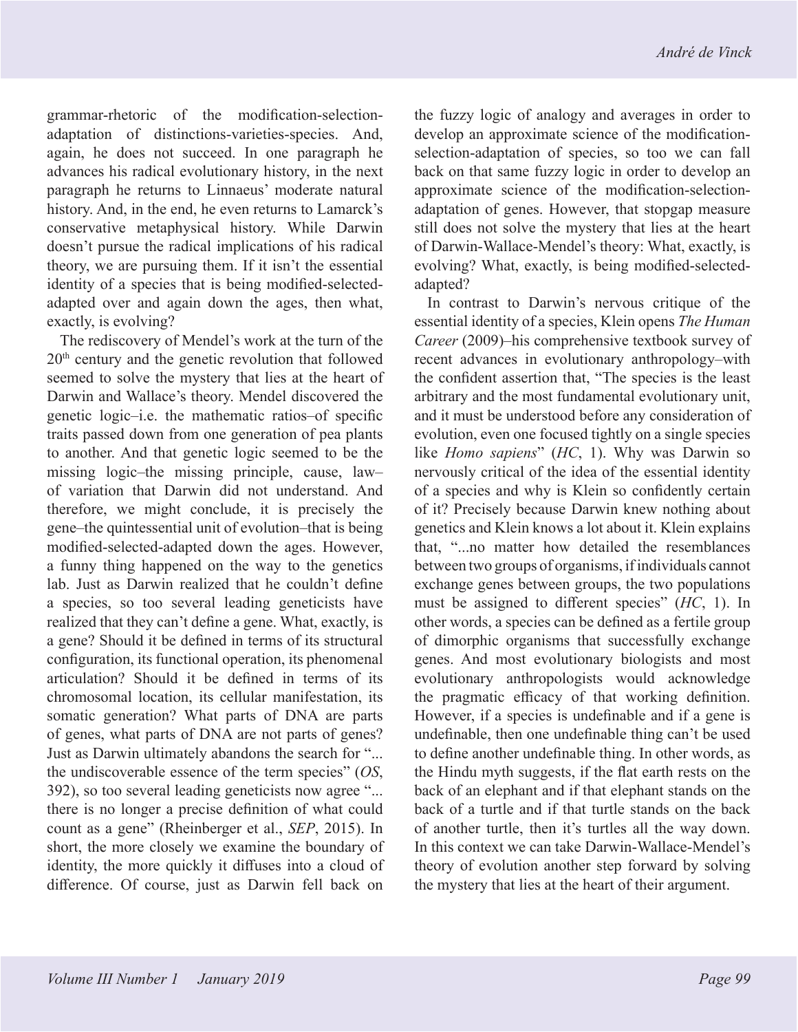grammar-rhetoric of the modification-selection-adaptation of distinctions-varieties-species. And, again, he does not succeed. In one paragraph he advances his radical evolutionary history, in the next paragraph he returns to Linnaeus' moderate natural history. And, in the end, he even returns to Lamarck's conservative metaphysical history. While Darwin doesn't pursue the radical implications of his radical theory, we are pursuing them. If it isn't the essential identity of a species that is being modified-selected-adapted over and again down the ages, then what, exactly, is evolving?

The rediscovery of Mendel's work at the turn of the 20th century and the genetic revolution that followed seemed to solve the mystery that lies at the heart of Darwin and Wallace's theory. Mendel discovered the genetic logic–i.e. the mathematic ratios–of specific traits passed down from one generation of pea plants to another. And that genetic logic seemed to be the missing logic–the missing principle, cause, law–of variation that Darwin did not understand. And therefore, we might conclude, it is precisely the gene–the quintessential unit of evolution–that is being modified-selected-adapted down the ages. However, a funny thing happened on the way to the genetics lab. Just as Darwin realized that he couldn't define a species, so too several leading geneticists have realized that they can't define a gene. What, exactly, is a gene? Should it be defined in terms of its structural configuration, its functional operation, its phenomenal articulation? Should it be defined in terms of its chromosomal location, its cellular manifestation, its somatic generation? What parts of DNA are parts of genes, what parts of DNA are not parts of genes? Just as Darwin ultimately abandons the search for "...the undiscoverable essence of the term species" (*OS*, 392), so too several leading geneticists now agree "...there is no longer a precise definition of what could count as a gene" (Rheinberger et al., *SEP*, 2015). In short, the more closely we examine the boundary of identity, the more quickly it diffuses into a cloud of difference. Of course, just as Darwin fell back on the fuzzy logic of analogy and averages in order to develop an approximate science of the modification-selection-adaptation of species, so too we can fall back on that same fuzzy logic in order to develop an approximate science of the modification-selection-adaptation of genes. However, that stopgap measure still does not solve the mystery that lies at the heart of Darwin-Wallace-Mendel's theory: What, exactly, is evolving? What, exactly, is being modified-selected-adapted?

In contrast to Darwin's nervous critique of the essential identity of a species, Klein opens *The Human Career* (2009)–his comprehensive textbook survey of recent advances in evolutionary anthropology–with the confident assertion that, "The species is the least arbitrary and the most fundamental evolutionary unit, and it must be understood before any consideration of evolution, even one focused tightly on a single species like *Homo sapiens*" (*HC*, 1). Why was Darwin so nervously critical of the idea of the essential identity of a species and why is Klein so confidently certain of it? Precisely because Darwin knew nothing about genetics and Klein knows a lot about it. Klein explains that, "...no matter how detailed the resemblances between two groups of organisms, if individuals cannot exchange genes between groups, the two populations must be assigned to different species" (*HC*, 1). In other words, a species can be defined as a fertile group of dimorphic organisms that successfully exchange genes. And most evolutionary biologists and most evolutionary anthropologists would acknowledge the pragmatic efficacy of that working definition. However, if a species is undefinable and if a gene is undefinable, then one undefinable thing can't be used to define another undefinable thing. In other words, as the Hindu myth suggests, if the flat earth rests on the back of an elephant and if that elephant stands on the back of a turtle and if that turtle stands on the back of another turtle, then it's turtles all the way down. In this context we can take Darwin-Wallace-Mendel's theory of evolution another step forward by solving the mystery that lies at the heart of their argument.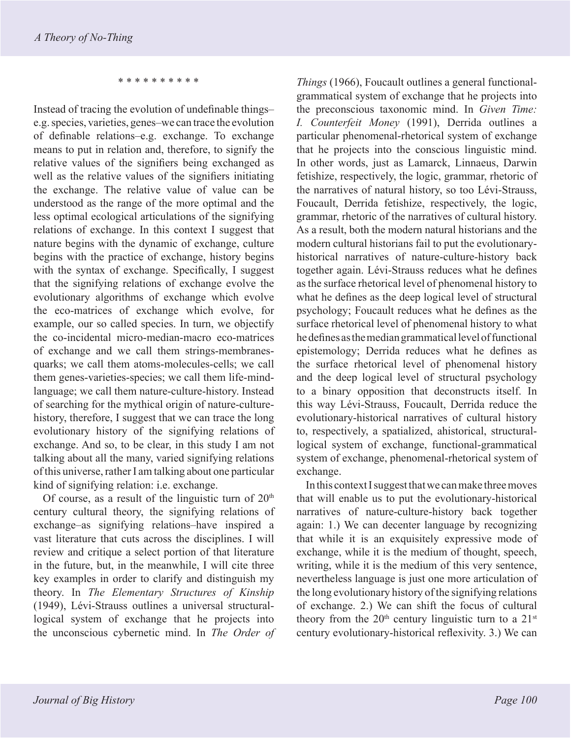\* \* \* \* \* \* \* \* \* \*

Instead of tracing the evolution of undefinable things–e.g. species, varieties, genes–we can trace the evolution of definable relations–e.g. exchange. To exchange means to put in relation and, therefore, to signify the relative values of the signifiers being exchanged as well as the relative values of the signifiers initiating the exchange. The relative value of value can be understood as the range of the more optimal and the less optimal ecological articulations of the signifying relations of exchange. In this context I suggest that nature begins with the dynamic of exchange, culture begins with the practice of exchange, history begins with the syntax of exchange. Specifically, I suggest that the signifying relations of exchange evolve the evolutionary algorithms of exchange which evolve the eco-matrices of exchange which evolve, for example, our so called species. In turn, we objectify the co-incidental micro-median-macro eco-matrices of exchange and we call them strings-membranes-quarks; we call them atoms-molecules-cells; we call them genes-varieties-species; we call them life-mind-language; we call them nature-culture-history. Instead of searching for the mythical origin of nature-culture-history, therefore, I suggest that we can trace the long evolutionary history of the signifying relations of exchange. And so, to be clear, in this study I am not talking about all the many, varied signifying relations of this universe, rather I am talking about one particular kind of signifying relation: i.e. exchange.

Of course, as a result of the linguistic turn of 20th century cultural theory, the signifying relations of exchange–as signifying relations–have inspired a vast literature that cuts across the disciplines. I will review and critique a select portion of that literature in the future, but, in the meanwhile, I will cite three key examples in order to clarify and distinguish my theory. In *The Elementary Structures of Kinship* (1949), Lévi-Strauss outlines a universal structural-logical system of exchange that he projects into the unconscious cybernetic mind. In *The Order of Things* (1966), Foucault outlines a general functional-grammatical system of exchange that he projects into the preconscious taxonomic mind. In *Given Time: I. Counterfeit Money* (1991), Derrida outlines a particular phenomenal-rhetorical system of exchange that he projects into the conscious linguistic mind. In other words, just as Lamarck, Linnaeus, Darwin fetishize, respectively, the logic, grammar, rhetoric of the narratives of natural history, so too Lévi-Strauss, Foucault, Derrida fetishize, respectively, the logic, grammar, rhetoric of the narratives of cultural history. As a result, both the modern natural historians and the modern cultural historians fail to put the evolutionary-historical narratives of nature-culture-history back together again. Lévi-Strauss reduces what he defines as the surface rhetorical level of phenomenal history to what he defines as the deep logical level of structural psychology; Foucault reduces what he defines as the surface rhetorical level of phenomenal history to what he defines as the median grammatical level of functional epistemology; Derrida reduces what he defines as the surface rhetorical level of phenomenal history and the deep logical level of structural psychology to a binary opposition that deconstructs itself. In this way Lévi-Strauss, Foucault, Derrida reduce the evolutionary-historical narratives of cultural history to, respectively, a spatialized, ahistorical, structural-logical system of exchange, functional-grammatical system of exchange, phenomenal-rhetorical system of exchange.

In this context I suggest that we can make three moves that will enable us to put the evolutionary-historical narratives of nature-culture-history back together again: 1.) We can decenter language by recognizing that while it is an exquisitely expressive mode of exchange, while it is the medium of thought, speech, writing, while it is the medium of this very sentence, nevertheless language is just one more articulation of the long evolutionary history of the signifying relations of exchange. 2.) We can shift the focus of cultural theory from the 20th century linguistic turn to a 21st century evolutionary-historical reflexivity. 3.) We can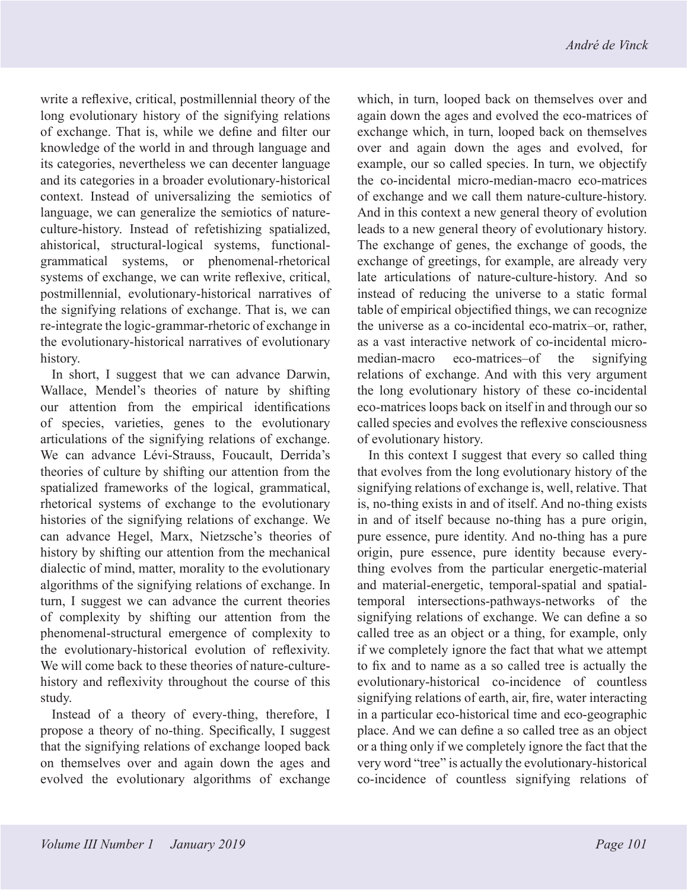write a reflexive, critical, postmillennial theory of the long evolutionary history of the signifying relations of exchange. That is, while we define and filter our knowledge of the world in and through language and its categories, nevertheless we can decenter language and its categories in a broader evolutionary-historical context. Instead of universalizing the semiotics of language, we can generalize the semiotics of nature-culture-history. Instead of refetishizing spatialized, ahistorical, structural-logical systems, functional-grammatical systems, or phenomenal-rhetorical systems of exchange, we can write reflexive, critical, postmillennial, evolutionary-historical narratives of the signifying relations of exchange. That is, we can re-integrate the logic-grammar-rhetoric of exchange in the evolutionary-historical narratives of evolutionary history.

In short, I suggest that we can advance Darwin, Wallace, Mendel's theories of nature by shifting our attention from the empirical identifications of species, varieties, genes to the evolutionary articulations of the signifying relations of exchange. We can advance Lévi-Strauss, Foucault, Derrida's theories of culture by shifting our attention from the spatialized frameworks of the logical, grammatical, rhetorical systems of exchange to the evolutionary histories of the signifying relations of exchange. We can advance Hegel, Marx, Nietzsche's theories of history by shifting our attention from the mechanical dialectic of mind, matter, morality to the evolutionary algorithms of the signifying relations of exchange. In turn, I suggest we can advance the current theories of complexity by shifting our attention from the phenomenal-structural emergence of complexity to the evolutionary-historical evolution of reflexivity. We will come back to these theories of nature-culture-history and reflexivity throughout the course of this study.

Instead of a theory of every-thing, therefore, I propose a theory of no-thing. Specifically, I suggest that the signifying relations of exchange looped back on themselves over and again down the ages and evolved the evolutionary algorithms of exchange which, in turn, looped back on themselves over and again down the ages and evolved the eco-matrices of exchange which, in turn, looped back on themselves over and again down the ages and evolved, for example, our so called species. In turn, we objectify the co-incidental micro-median-macro eco-matrices of exchange and we call them nature-culture-history. And in this context a new general theory of evolution leads to a new general theory of evolutionary history. The exchange of genes, the exchange of goods, the exchange of greetings, for example, are already very late articulations of nature-culture-history. And so instead of reducing the universe to a static formal table of empirical objectified things, we can recognize the universe as a co-incidental eco-matrix–or, rather, as a vast interactive network of co-incidental micro-median-macro eco-matrices–of the signifying relations of exchange. And with this very argument the long evolutionary history of these co-incidental eco-matrices loops back on itself in and through our so called species and evolves the reflexive consciousness of evolutionary history.

In this context I suggest that every so called thing that evolves from the long evolutionary history of the signifying relations of exchange is, well, relative. That is, no-thing exists in and of itself. And no-thing exists in and of itself because no-thing has a pure origin, pure essence, pure identity. And no-thing has a pure origin, pure essence, pure identity because every-thing evolves from the particular energetic-material and material-energetic, temporal-spatial and spatial-temporal intersections-pathways-networks of the signifying relations of exchange. We can define a so called tree as an object or a thing, for example, only if we completely ignore the fact that what we attempt to fix and to name as a so called tree is actually the evolutionary-historical co-incidence of countless signifying relations of earth, air, fire, water interacting in a particular eco-historical time and eco-geographic place. And we can define a so called tree as an object or a thing only if we completely ignore the fact that the very word "tree" is actually the evolutionary-historical co-incidence of countless signifying relations of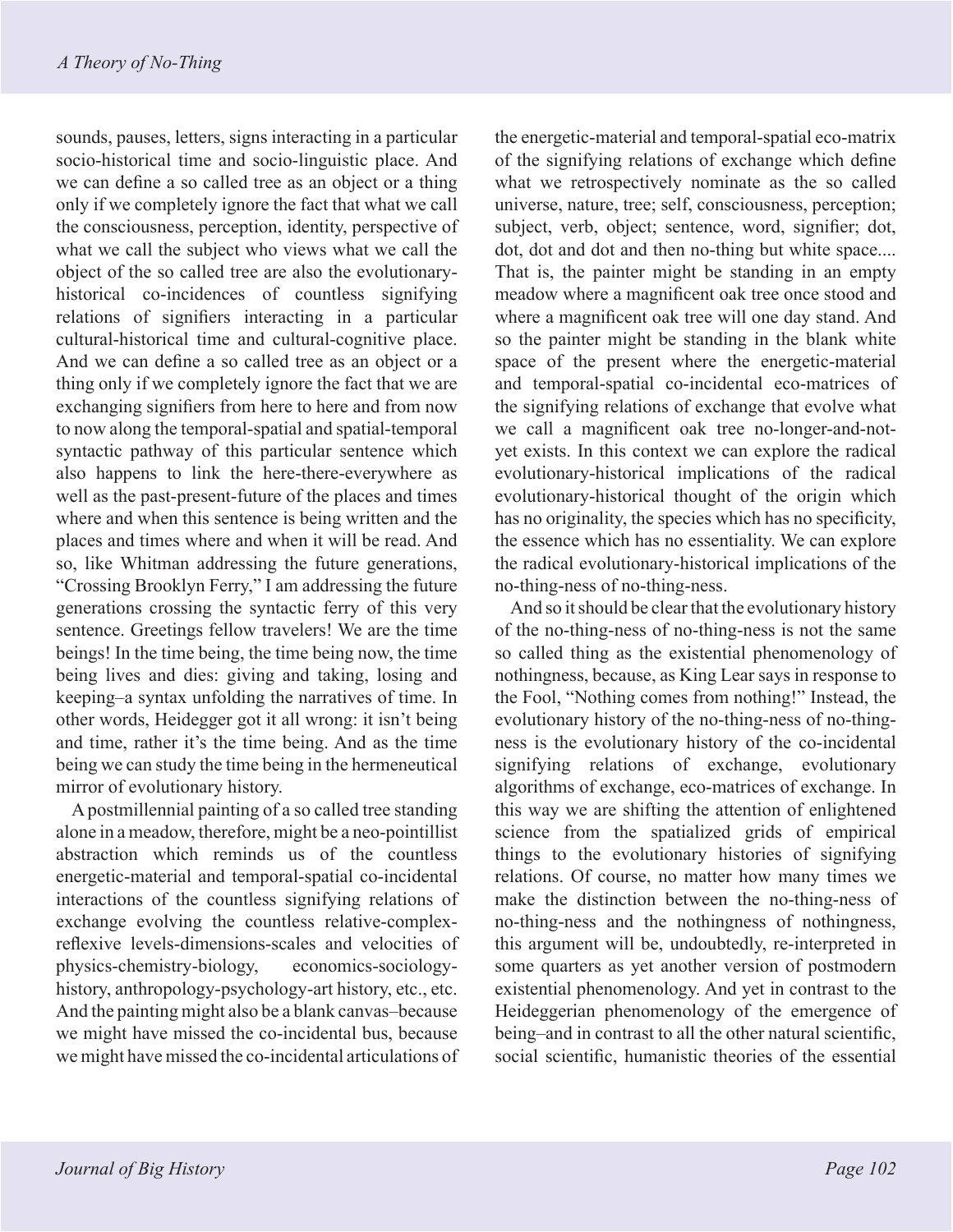sounds, pauses, letters, signs interacting in a particular socio-historical time and socio-linguistic place. And we can define a so called tree as an object or a thing only if we completely ignore the fact that what we call the consciousness, perception, identity, perspective of what we call the subject who views what we call the object of the so called tree are also the evolutionary-historical co-incidences of countless signifying relations of signifiers interacting in a particular cultural-historical time and cultural-cognitive place. And we can define a so called tree as an object or a thing only if we completely ignore the fact that we are exchanging signifiers from here to here and from now to now along the temporal-spatial and spatial-temporal syntactic pathway of this particular sentence which also happens to link the here-there-everywhere as well as the past-present-future of the places and times where and when this sentence is being written and the places and times where and when it will be read. And so, like Whitman addressing the future generations, "Crossing Brooklyn Ferry," I am addressing the future generations crossing the syntactic ferry of this very sentence. Greetings fellow travelers! We are the time beings! In the time being, the time being now, the time being lives and dies: giving and taking, losing and keeping–a syntax unfolding the narratives of time. In other words, Heidegger got it all wrong: it isn't being and time, rather it's the time being. And as the time being we can study the time being in the hermeneutical mirror of evolutionary history.

A postmillennial painting of a so called tree standing alone in a meadow, therefore, might be a neo-pointillist abstraction which reminds us of the countless energetic-material and temporal-spatial co-incidental interactions of the countless signifying relations of exchange evolving the countless relative-complex-reflexive levels-dimensions-scales and velocities of physics-chemistry-biology, economics-sociology-history, anthropology-psychology-art history, etc., etc. And the painting might also be a blank canvas–because we might have missed the co-incidental bus, because we might have missed the co-incidental articulations of the energetic-material and temporal-spatial eco-matrix of the signifying relations of exchange which define what we retrospectively nominate as the so called universe, nature, tree; self, consciousness, perception; subject, verb, object; sentence, word, signifier; dot, dot, dot and dot and then no-thing but white space.... That is, the painter might be standing in an empty meadow where a magnificent oak tree once stood and where a magnificent oak tree will one day stand. And so the painter might be standing in the blank white space of the present where the energetic-material and temporal-spatial co-incidental eco-matrices of the signifying relations of exchange that evolve what we call a magnificent oak tree no-longer-and-not-yet exists. In this context we can explore the radical evolutionary-historical implications of the radical evolutionary-historical thought of the origin which has no originality, the species which has no specificity, the essence which has no essentiality. We can explore the radical evolutionary-historical implications of the no-thing-ness of no-thing-ness.

And so it should be clear that the evolutionary history of the no-thing-ness of no-thing-ness is not the same so called thing as the existential phenomenology of nothingness, because, as King Lear says in response to the Fool, "Nothing comes from nothing!" Instead, the evolutionary history of the no-thing-ness of no-thing-ness is the evolutionary history of the co-incidental signifying relations of exchange, evolutionary algorithms of exchange, eco-matrices of exchange. In this way we are shifting the attention of enlightened science from the spatialized grids of empirical things to the evolutionary histories of signifying relations. Of course, no matter how many times we make the distinction between the no-thing-ness of no-thing-ness and the nothingness of nothingness, this argument will be, undoubtedly, re-interpreted in some quarters as yet another version of postmodern existential phenomenology. And yet in contrast to the Heideggerian phenomenology of the emergence of being–and in contrast to all the other natural scientific, social scientific, humanistic theories of the essential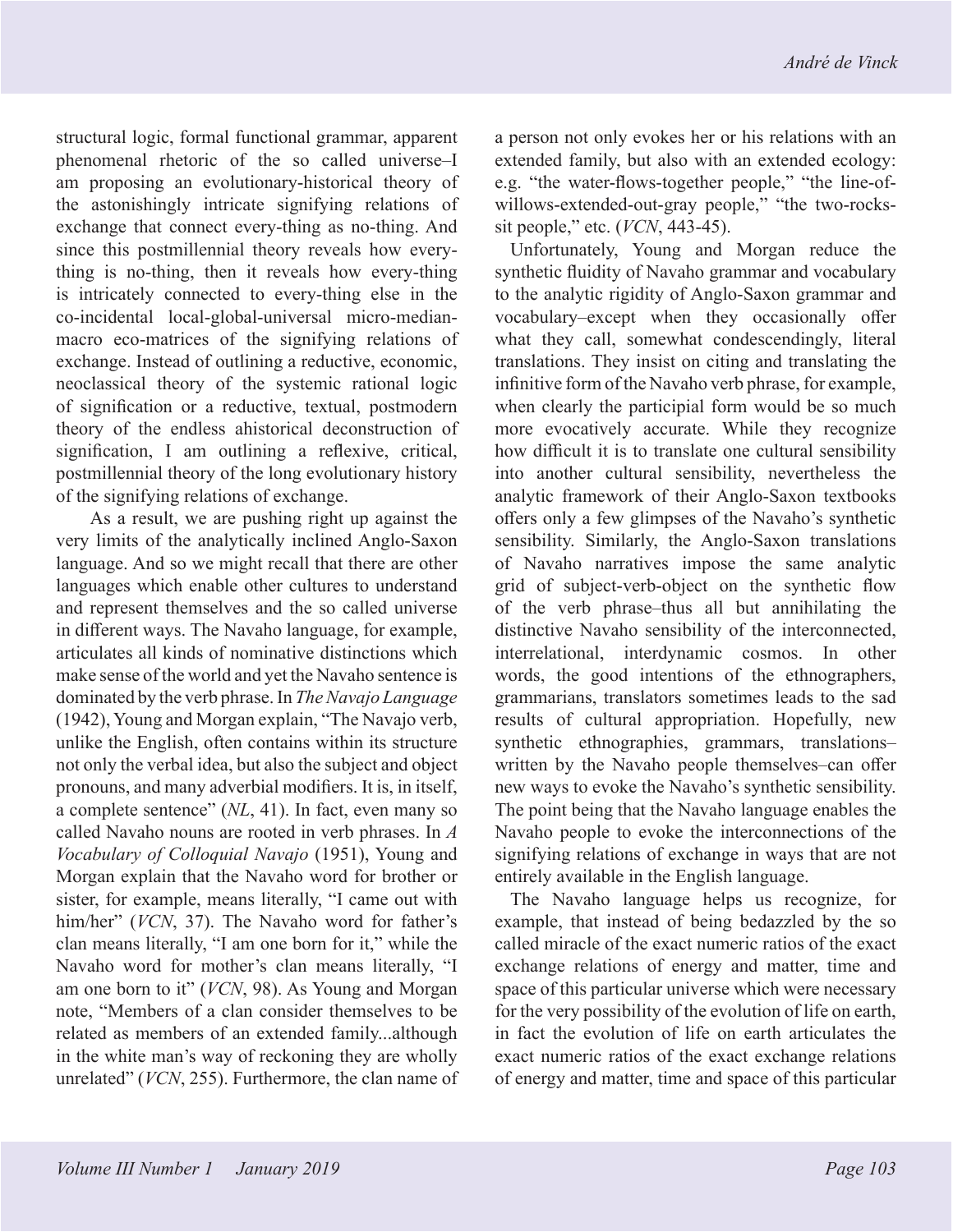structural logic, formal functional grammar, apparent phenomenal rhetoric of the so called universe–I am proposing an evolutionary-historical theory of the astonishingly intricate signifying relations of exchange that connect every-thing as no-thing. And since this postmillennial theory reveals how every-thing is no-thing, then it reveals how every-thing is intricately connected to every-thing else in the co-incidental local-global-universal micro-median-macro eco-matrices of the signifying relations of exchange. Instead of outlining a reductive, economic, neoclassical theory of the systemic rational logic of signification or a reductive, textual, postmodern theory of the endless ahistorical deconstruction of signification, I am outlining a reflexive, critical, postmillennial theory of the long evolutionary history of the signifying relations of exchange.

As a result, we are pushing right up against the very limits of the analytically inclined Anglo-Saxon language. And so we might recall that there are other languages which enable other cultures to understand and represent themselves and the so called universe in different ways. The Navaho language, for example, articulates all kinds of nominative distinctions which make sense of the world and yet the Navaho sentence is dominated by the verb phrase. In *The Navajo Language* (1942), Young and Morgan explain, "The Navajo verb, unlike the English, often contains within its structure not only the verbal idea, but also the subject and object pronouns, and many adverbial modifiers. It is, in itself, a complete sentence" (*NL*, 41). In fact, even many so called Navaho nouns are rooted in verb phrases. In *A Vocabulary of Colloquial Navajo* (1951), Young and Morgan explain that the Navaho word for brother or sister, for example, means literally, "I came out with him/her" (*VCN*, 37). The Navaho word for father's clan means literally, "I am one born for it," while the Navaho word for mother's clan means literally, "I am one born to it" (*VCN*, 98). As Young and Morgan note, "Members of a clan consider themselves to be related as members of an extended family...although in the white man's way of reckoning they are wholly unrelated" (*VCN*, 255). Furthermore, the clan name of a person not only evokes her or his relations with an extended family, but also with an extended ecology: e.g. "the water-flows-together people," "the line-of-willows-extended-out-gray people," "the two-rocks-sit people," etc. (*VCN*, 443-45).

Unfortunately, Young and Morgan reduce the synthetic fluidity of Navaho grammar and vocabulary to the analytic rigidity of Anglo-Saxon grammar and vocabulary–except when they occasionally offer what they call, somewhat condescendingly, literal translations. They insist on citing and translating the infinitive form of the Navaho verb phrase, for example, when clearly the participial form would be so much more evocatively accurate. While they recognize how difficult it is to translate one cultural sensibility into another cultural sensibility, nevertheless the analytic framework of their Anglo-Saxon textbooks offers only a few glimpses of the Navaho's synthetic sensibility. Similarly, the Anglo-Saxon translations of Navaho narratives impose the same analytic grid of subject-verb-object on the synthetic flow of the verb phrase–thus all but annihilating the distinctive Navaho sensibility of the interconnected, interrelational, interdynamic cosmos. In other words, the good intentions of the ethnographers, grammarians, translators sometimes leads to the sad results of cultural appropriation. Hopefully, new synthetic ethnographies, grammars, translations–written by the Navaho people themselves–can offer new ways to evoke the Navaho's synthetic sensibility. The point being that the Navaho language enables the Navaho people to evoke the interconnections of the signifying relations of exchange in ways that are not entirely available in the English language.

The Navaho language helps us recognize, for example, that instead of being bedazzled by the so called miracle of the exact numeric ratios of the exact exchange relations of energy and matter, time and space of this particular universe which were necessary for the very possibility of the evolution of life on earth, in fact the evolution of life on earth articulates the exact numeric ratios of the exact exchange relations of energy and matter, time and space of this particular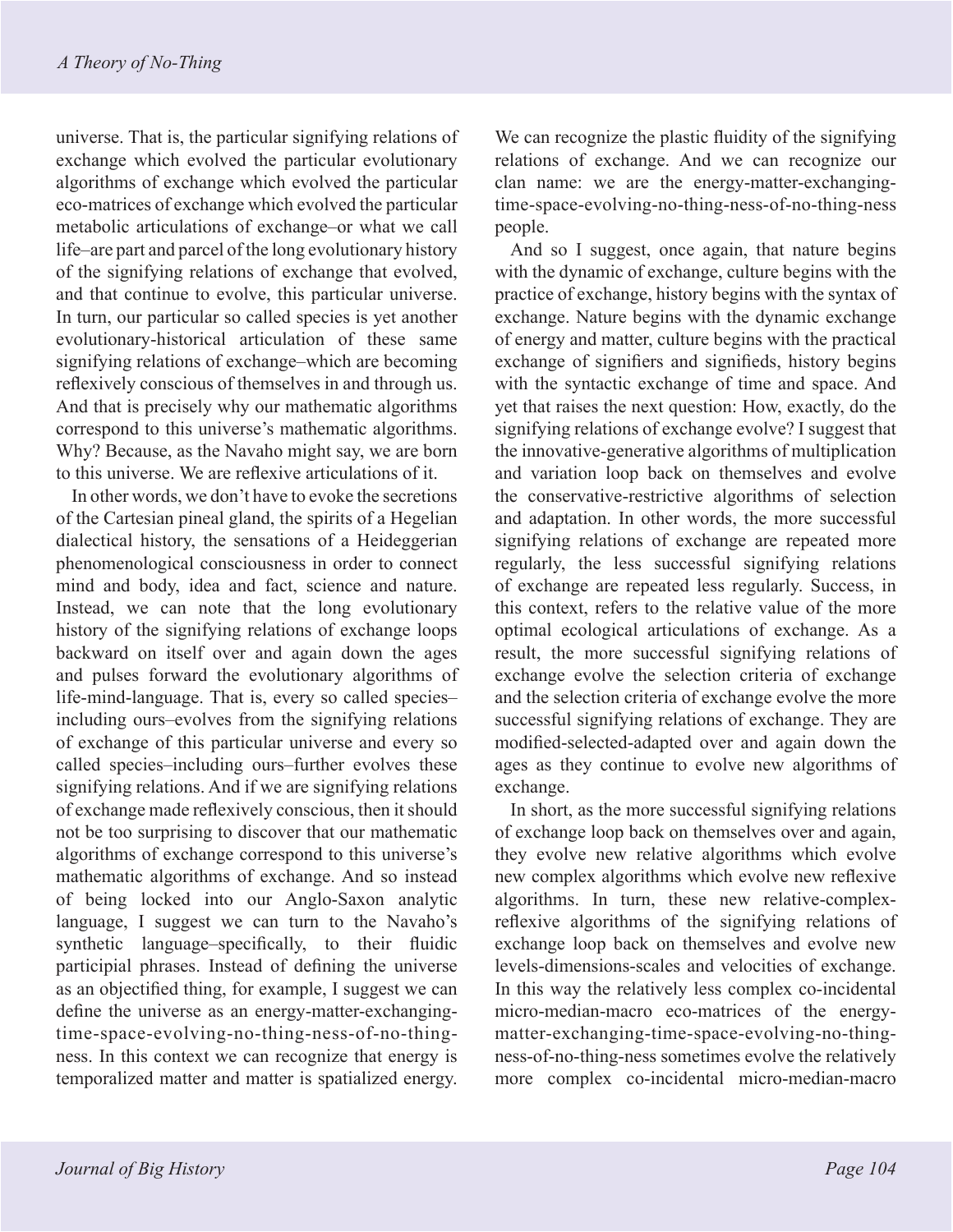universe. That is, the particular signifying relations of exchange which evolved the particular evolutionary algorithms of exchange which evolved the particular eco-matrices of exchange which evolved the particular metabolic articulations of exchange–or what we call life–are part and parcel of the long evolutionary history of the signifying relations of exchange that evolved, and that continue to evolve, this particular universe. In turn, our particular so called species is yet another evolutionary-historical articulation of these same signifying relations of exchange–which are becoming reflexively conscious of themselves in and through us. And that is precisely why our mathematic algorithms correspond to this universe's mathematic algorithms. Why? Because, as the Navaho might say, we are born to this universe. We are reflexive articulations of it.

In other words, we don't have to evoke the secretions of the Cartesian pineal gland, the spirits of a Hegelian dialectical history, the sensations of a Heideggerian phenomenological consciousness in order to connect mind and body, idea and fact, science and nature. Instead, we can note that the long evolutionary history of the signifying relations of exchange loops backward on itself over and again down the ages and pulses forward the evolutionary algorithms of life-mind-language. That is, every so called species–including ours–evolves from the signifying relations of exchange of this particular universe and every so called species–including ours–further evolves these signifying relations. And if we are signifying relations of exchange made reflexively conscious, then it should not be too surprising to discover that our mathematic algorithms of exchange correspond to this universe's mathematic algorithms of exchange. And so instead of being locked into our Anglo-Saxon analytic language, I suggest we can turn to the Navaho's synthetic language–specifically, to their fluidic participial phrases. Instead of defining the universe as an objectified thing, for example, I suggest we can define the universe as an energy-matter-exchanging-time-space-evolving-no-thing-ness-of-no-thing-ness. In this context we can recognize that energy is temporalized matter and matter is spatialized energy. We can recognize the plastic fluidity of the signifying relations of exchange. And we can recognize our clan name: we are the energy-matter-exchanging-time-space-evolving-no-thing-ness-of-no-thing-ness people.

And so I suggest, once again, that nature begins with the dynamic of exchange, culture begins with the practice of exchange, history begins with the syntax of exchange. Nature begins with the dynamic exchange of energy and matter, culture begins with the practical exchange of signifiers and signifieds, history begins with the syntactic exchange of time and space. And yet that raises the next question: How, exactly, do the signifying relations of exchange evolve? I suggest that the innovative-generative algorithms of multiplication and variation loop back on themselves and evolve the conservative-restrictive algorithms of selection and adaptation. In other words, the more successful signifying relations of exchange are repeated more regularly, the less successful signifying relations of exchange are repeated less regularly. Success, in this context, refers to the relative value of the more optimal ecological articulations of exchange. As a result, the more successful signifying relations of exchange evolve the selection criteria of exchange and the selection criteria of exchange evolve the more successful signifying relations of exchange. They are modified-selected-adapted over and again down the ages as they continue to evolve new algorithms of exchange.

In short, as the more successful signifying relations of exchange loop back on themselves over and again, they evolve new relative algorithms which evolve new complex algorithms which evolve new reflexive algorithms. In turn, these new relative-complex-reflexive algorithms of the signifying relations of exchange loop back on themselves and evolve new levels-dimensions-scales and velocities of exchange. In this way the relatively less complex co-incidental micro-median-macro eco-matrices of the energy-matter-exchanging-time-space-evolving-no-thing-ness-of-no-thing-ness sometimes evolve the relatively more complex co-incidental micro-median-macro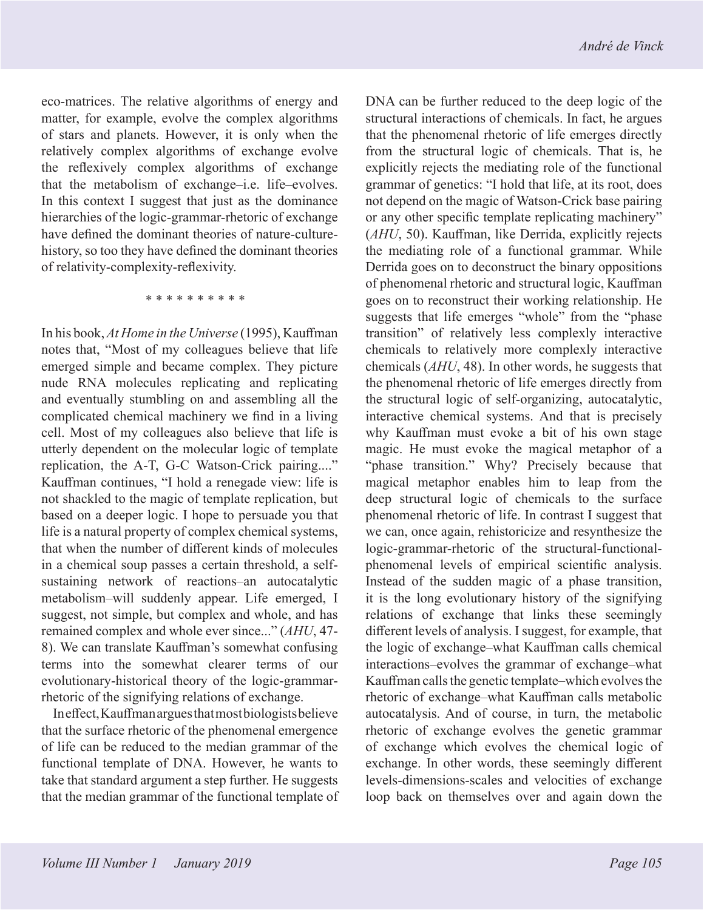eco-matrices. The relative algorithms of energy and matter, for example, evolve the complex algorithms of stars and planets. However, it is only when the relatively complex algorithms of exchange evolve the reflexively complex algorithms of exchange that the metabolism of exchange–i.e. life–evolves. In this context I suggest that just as the dominance hierarchies of the logic-grammar-rhetoric of exchange have defined the dominant theories of nature-culture-history, so too they have defined the dominant theories of relativity-complexity-reflexivity.

\* \* \* \* \* \* \* \* \* \*

In his book, *At Home in the Universe* (1995), Kauffman notes that, "Most of my colleagues believe that life emerged simple and became complex. They picture nude RNA molecules replicating and replicating and eventually stumbling on and assembling all the complicated chemical machinery we find in a living cell. Most of my colleagues also believe that life is utterly dependent on the molecular logic of template replication, the A-T, G-C Watson-Crick pairing...." Kauffman continues, "I hold a renegade view: life is not shackled to the magic of template replication, but based on a deeper logic. I hope to persuade you that life is a natural property of complex chemical systems, that when the number of different kinds of molecules in a chemical soup passes a certain threshold, a self-sustaining network of reactions–an autocatalytic metabolism–will suddenly appear. Life emerged, I suggest, not simple, but complex and whole, and has remained complex and whole ever since..." (*AHU*, 47-8). We can translate Kauffman's somewhat confusing terms into the somewhat clearer terms of our evolutionary-historical theory of the logic-grammar-rhetoric of the signifying relations of exchange.

In effect, Kauffman argues that most biologists believe that the surface rhetoric of the phenomenal emergence of life can be reduced to the median grammar of the functional template of DNA. However, he wants to take that standard argument a step further. He suggests that the median grammar of the functional template of DNA can be further reduced to the deep logic of the structural interactions of chemicals. In fact, he argues that the phenomenal rhetoric of life emerges directly from the structural logic of chemicals. That is, he explicitly rejects the mediating role of the functional grammar of genetics: "I hold that life, at its root, does not depend on the magic of Watson-Crick base pairing or any other specific template replicating machinery" (*AHU*, 50). Kauffman, like Derrida, explicitly rejects the mediating role of a functional grammar. While Derrida goes on to deconstruct the binary oppositions of phenomenal rhetoric and structural logic, Kauffman goes on to reconstruct their working relationship. He suggests that life emerges "whole" from the "phase transition" of relatively less complexly interactive chemicals to relatively more complexly interactive chemicals (*AHU*, 48). In other words, he suggests that the phenomenal rhetoric of life emerges directly from the structural logic of self-organizing, autocatalytic, interactive chemical systems. And that is precisely why Kauffman must evoke a bit of his own stage magic. He must evoke the magical metaphor of a "phase transition." Why? Precisely because that magical metaphor enables him to leap from the deep structural logic of chemicals to the surface phenomenal rhetoric of life. In contrast I suggest that we can, once again, rehistoricize and resynthesize the logic-grammar-rhetoric of the structural-functional-phenomenal levels of empirical scientific analysis. Instead of the sudden magic of a phase transition, it is the long evolutionary history of the signifying relations of exchange that links these seemingly different levels of analysis. I suggest, for example, that the logic of exchange–what Kauffman calls chemical interactions–evolves the grammar of exchange–what Kauffman calls the genetic template–which evolves the rhetoric of exchange–what Kauffman calls metabolic autocatalysis. And of course, in turn, the metabolic rhetoric of exchange evolves the genetic grammar of exchange which evolves the chemical logic of exchange. In other words, these seemingly different levels-dimensions-scales and velocities of exchange loop back on themselves over and again down the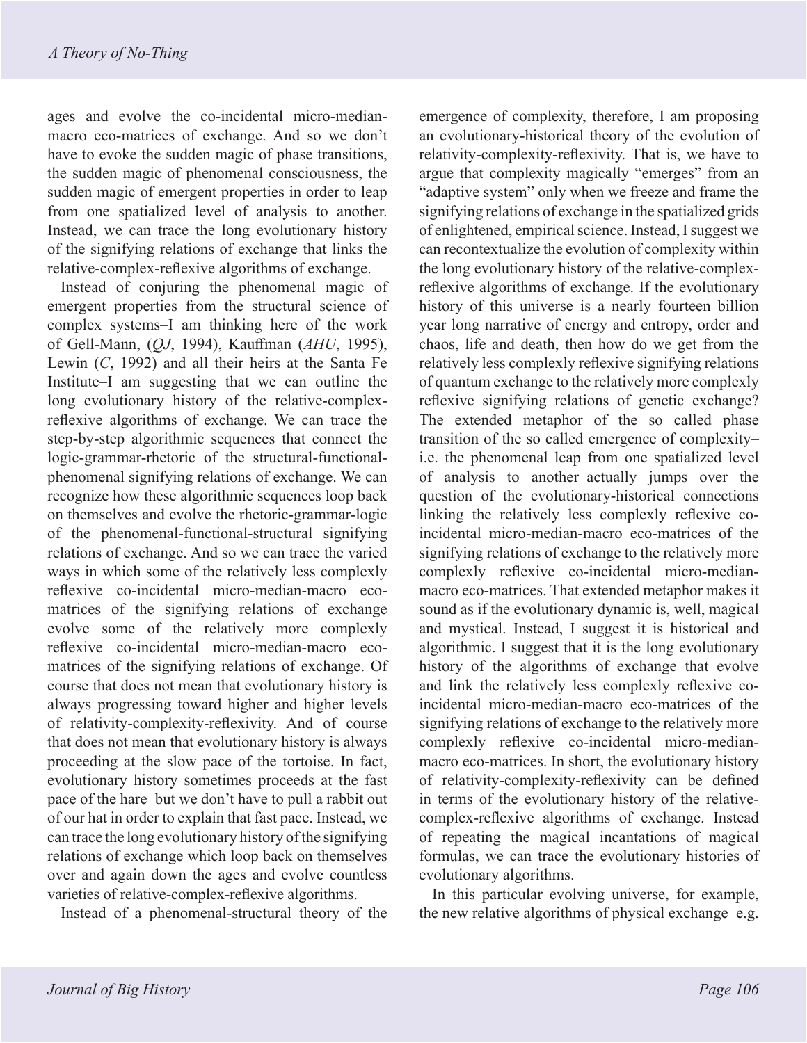ages and evolve the co-incidental micro-median-macro eco-matrices of exchange. And so we don't have to evoke the sudden magic of phase transitions, the sudden magic of phenomenal consciousness, the sudden magic of emergent properties in order to leap from one spatialized level of analysis to another. Instead, we can trace the long evolutionary history of the signifying relations of exchange that links the relative-complex-reflexive algorithms of exchange.

Instead of conjuring the phenomenal magic of emergent properties from the structural science of complex systems–I am thinking here of the work of Gell-Mann, (*QJ*, 1994), Kauffman (*AHU*, 1995), Lewin (*C*, 1992) and all their heirs at the Santa Fe Institute–I am suggesting that we can outline the long evolutionary history of the relative-complex-reflexive algorithms of exchange. We can trace the step-by-step algorithmic sequences that connect the logic-grammar-rhetoric of the structural-functional-phenomenal signifying relations of exchange. We can recognize how these algorithmic sequences loop back on themselves and evolve the rhetoric-grammar-logic of the phenomenal-functional-structural signifying relations of exchange. And so we can trace the varied ways in which some of the relatively less complexly reflexive co-incidental micro-median-macro eco-matrices of the signifying relations of exchange evolve some of the relatively more complexly reflexive co-incidental micro-median-macro eco-matrices of the signifying relations of exchange. Of course that does not mean that evolutionary history is always progressing toward higher and higher levels of relativity-complexity-reflexivity. And of course that does not mean that evolutionary history is always proceeding at the slow pace of the tortoise. In fact, evolutionary history sometimes proceeds at the fast pace of the hare–but we don't have to pull a rabbit out of our hat in order to explain that fast pace. Instead, we can trace the long evolutionary history of the signifying relations of exchange which loop back on themselves over and again down the ages and evolve countless varieties of relative-complex-reflexive algorithms.

Instead of a phenomenal-structural theory of the emergence of complexity, therefore, I am proposing an evolutionary-historical theory of the evolution of relativity-complexity-reflexivity. That is, we have to argue that complexity magically "emerges" from an "adaptive system" only when we freeze and frame the signifying relations of exchange in the spatialized grids of enlightened, empirical science. Instead, I suggest we can recontextualize the evolution of complexity within the long evolutionary history of the relative-complex-reflexive algorithms of exchange. If the evolutionary history of this universe is a nearly fourteen billion year long narrative of energy and entropy, order and chaos, life and death, then how do we get from the relatively less complexly reflexive signifying relations of quantum exchange to the relatively more complexly reflexive signifying relations of genetic exchange? The extended metaphor of the so called phase transition of the so called emergence of complexity–i.e. the phenomenal leap from one spatialized level of analysis to another–actually jumps over the question of the evolutionary-historical connections linking the relatively less complexly reflexive co-incidental micro-median-macro eco-matrices of the signifying relations of exchange to the relatively more complexly reflexive co-incidental micro-median-macro eco-matrices. That extended metaphor makes it sound as if the evolutionary dynamic is, well, magical and mystical. Instead, I suggest it is historical and algorithmic. I suggest that it is the long evolutionary history of the algorithms of exchange that evolve and link the relatively less complexly reflexive co-incidental micro-median-macro eco-matrices of the signifying relations of exchange to the relatively more complexly reflexive co-incidental micro-median-macro eco-matrices. In short, the evolutionary history of relativity-complexity-reflexivity can be defined in terms of the evolutionary history of the relative-complex-reflexive algorithms of exchange. Instead of repeating the magical incantations of magical formulas, we can trace the evolutionary histories of evolutionary algorithms.

In this particular evolving universe, for example, the new relative algorithms of physical exchange–e.g.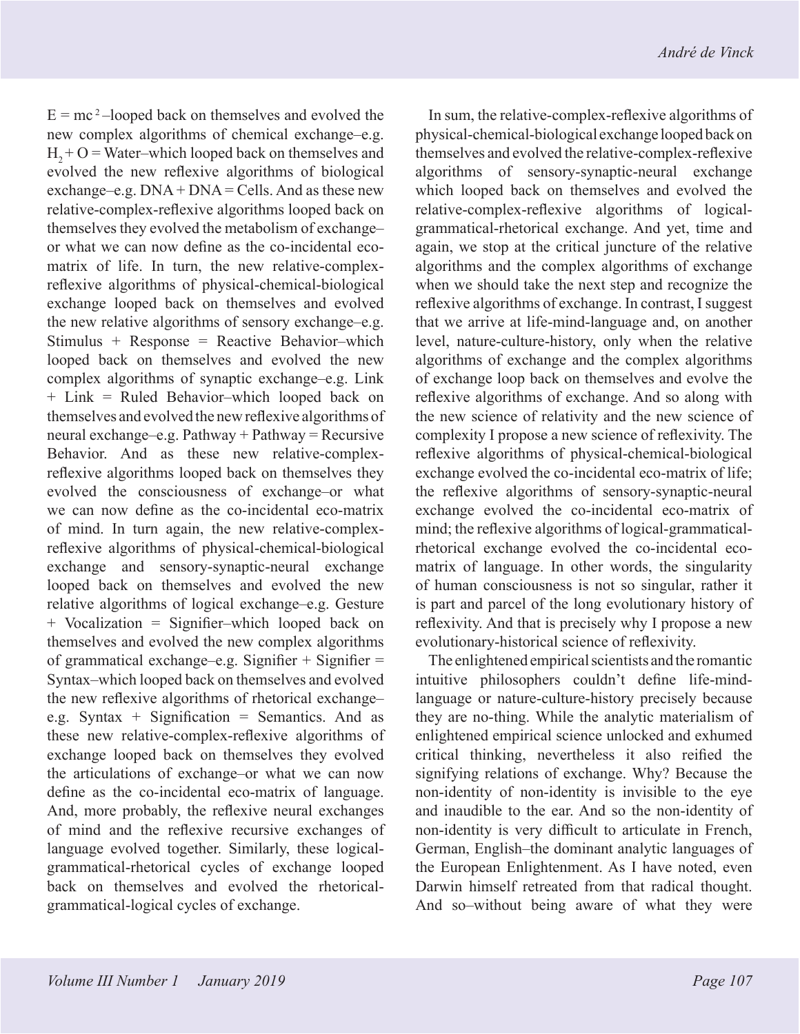$E = mc^2$–looped back on themselves and evolved the new complex algorithms of chemical exchange–e.g. $H_2 + O$ = Water–which looped back on themselves and evolved the new reflexive algorithms of biological exchange–e.g. DNA + DNA = Cells. And as these new relative-complex-reflexive algorithms looped back on themselves they evolved the metabolism of exchange–or what we can now define as the co-incidental eco-matrix of life. In turn, the new relative-complex-reflexive algorithms of physical-chemical-biological exchange looped back on themselves and evolved the new relative algorithms of sensory exchange–e.g. Stimulus + Response = Reactive Behavior–which looped back on themselves and evolved the new complex algorithms of synaptic exchange–e.g. Link + Link = Ruled Behavior–which looped back on themselves and evolved the new reflexive algorithms of neural exchange–e.g. Pathway + Pathway = Recursive Behavior. And as these new relative-complex-reflexive algorithms looped back on themselves they evolved the consciousness of exchange–or what we can now define as the co-incidental eco-matrix of mind. In turn again, the new relative-complex-reflexive algorithms of physical-chemical-biological exchange and sensory-synaptic-neural exchange looped back on themselves and evolved the new relative algorithms of logical exchange–e.g. Gesture + Vocalization = Signifier–which looped back on themselves and evolved the new complex algorithms of grammatical exchange–e.g. Signifier + Signifier = Syntax–which looped back on themselves and evolved the new reflexive algorithms of rhetorical exchange–e.g. Syntax + Signification = Semantics. And as these new relative-complex-reflexive algorithms of exchange looped back on themselves they evolved the articulations of exchange–or what we can now define as the co-incidental eco-matrix of language. And, more probably, the reflexive neural exchanges of mind and the reflexive recursive exchanges of language evolved together. Similarly, these logical-grammatical-rhetorical cycles of exchange looped back on themselves and evolved the rhetorical-grammatical-logical cycles of exchange.

In sum, the relative-complex-reflexive algorithms of physical-chemical-biological exchange looped back on themselves and evolved the relative-complex-reflexive algorithms of sensory-synaptic-neural exchange which looped back on themselves and evolved the relative-complex-reflexive algorithms of logical-grammatical-rhetorical exchange. And yet, time and again, we stop at the critical juncture of the relative algorithms and the complex algorithms of exchange when we should take the next step and recognize the reflexive algorithms of exchange. In contrast, I suggest that we arrive at life-mind-language and, on another level, nature-culture-history, only when the relative algorithms of exchange and the complex algorithms of exchange loop back on themselves and evolve the reflexive algorithms of exchange. And so along with the new science of relativity and the new science of complexity I propose a new science of reflexivity. The reflexive algorithms of physical-chemical-biological exchange evolved the co-incidental eco-matrix of life; the reflexive algorithms of sensory-synaptic-neural exchange evolved the co-incidental eco-matrix of mind; the reflexive algorithms of logical-grammatical-rhetorical exchange evolved the co-incidental eco-matrix of language. In other words, the singularity of human consciousness is not so singular, rather it is part and parcel of the long evolutionary history of reflexivity. And that is precisely why I propose a new evolutionary-historical science of reflexivity.

The enlightened empirical scientists and the romantic intuitive philosophers couldn't define life-mind-language or nature-culture-history precisely because they are no-thing. While the analytic materialism of enlightened empirical science unlocked and exhumed critical thinking, nevertheless it also reified the signifying relations of exchange. Why? Because the non-identity of non-identity is invisible to the eye and inaudible to the ear. And so the non-identity of non-identity is very difficult to articulate in French, German, English–the dominant analytic languages of the European Enlightenment. As I have noted, even Darwin himself retreated from that radical thought. And so–without being aware of what they were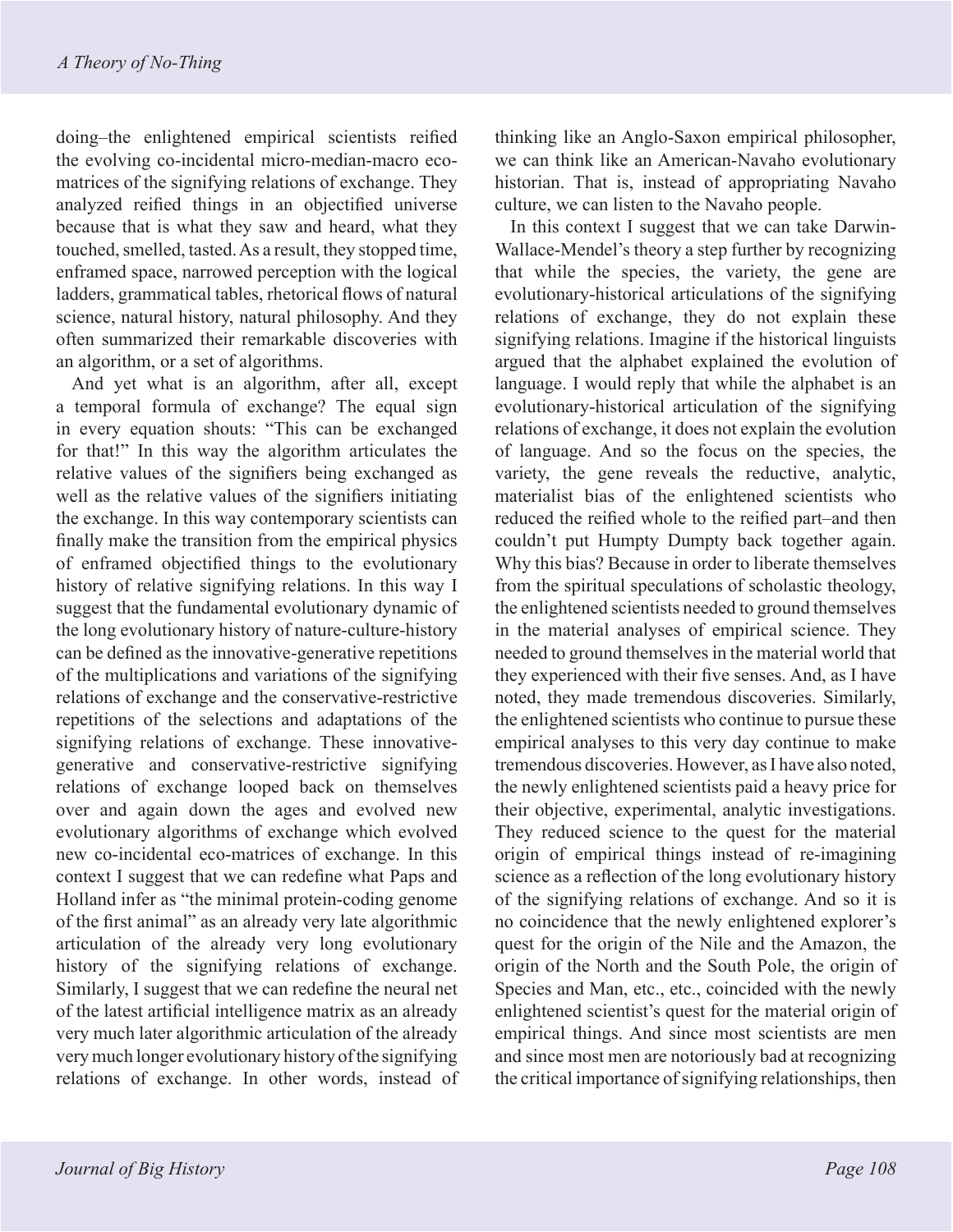doing–the enlightened empirical scientists reified the evolving co-incidental micro-median-macro eco-matrices of the signifying relations of exchange. They analyzed reified things in an objectified universe because that is what they saw and heard, what they touched, smelled, tasted. As a result, they stopped time, enframed space, narrowed perception with the logical ladders, grammatical tables, rhetorical flows of natural science, natural history, natural philosophy. And they often summarized their remarkable discoveries with an algorithm, or a set of algorithms.

And yet what is an algorithm, after all, except a temporal formula of exchange? The equal sign in every equation shouts: "This can be exchanged for that!" In this way the algorithm articulates the relative values of the signifiers being exchanged as well as the relative values of the signifiers initiating the exchange. In this way contemporary scientists can finally make the transition from the empirical physics of enframed objectified things to the evolutionary history of relative signifying relations. In this way I suggest that the fundamental evolutionary dynamic of the long evolutionary history of nature-culture-history can be defined as the innovative-generative repetitions of the multiplications and variations of the signifying relations of exchange and the conservative-restrictive repetitions of the selections and adaptations of the signifying relations of exchange. These innovative-generative and conservative-restrictive signifying relations of exchange looped back on themselves over and again down the ages and evolved new evolutionary algorithms of exchange which evolved new co-incidental eco-matrices of exchange. In this context I suggest that we can redefine what Paps and Holland infer as "the minimal protein-coding genome of the first animal" as an already very late algorithmic articulation of the already very long evolutionary history of the signifying relations of exchange. Similarly, I suggest that we can redefine the neural net of the latest artificial intelligence matrix as an already very much later algorithmic articulation of the already very much longer evolutionary history of the signifying relations of exchange. In other words, instead of thinking like an Anglo-Saxon empirical philosopher, we can think like an American-Navaho evolutionary historian. That is, instead of appropriating Navaho culture, we can listen to the Navaho people.

In this context I suggest that we can take Darwin-Wallace-Mendel's theory a step further by recognizing that while the species, the variety, the gene are evolutionary-historical articulations of the signifying relations of exchange, they do not explain these signifying relations. Imagine if the historical linguists argued that the alphabet explained the evolution of language. I would reply that while the alphabet is an evolutionary-historical articulation of the signifying relations of exchange, it does not explain the evolution of language. And so the focus on the species, the variety, the gene reveals the reductive, analytic, materialist bias of the enlightened scientists who reduced the reified whole to the reified part–and then couldn't put Humpty Dumpty back together again. Why this bias? Because in order to liberate themselves from the spiritual speculations of scholastic theology, the enlightened scientists needed to ground themselves in the material analyses of empirical science. They needed to ground themselves in the material world that they experienced with their five senses. And, as I have noted, they made tremendous discoveries. Similarly, the enlightened scientists who continue to pursue these empirical analyses to this very day continue to make tremendous discoveries. However, as I have also noted, the newly enlightened scientists paid a heavy price for their objective, experimental, analytic investigations. They reduced science to the quest for the material origin of empirical things instead of re-imagining science as a reflection of the long evolutionary history of the signifying relations of exchange. And so it is no coincidence that the newly enlightened explorer's quest for the origin of the Nile and the Amazon, the origin of the North and the South Pole, the origin of Species and Man, etc., etc., coincided with the newly enlightened scientist's quest for the material origin of empirical things. And since most scientists are men and since most men are notoriously bad at recognizing the critical importance of signifying relationships, then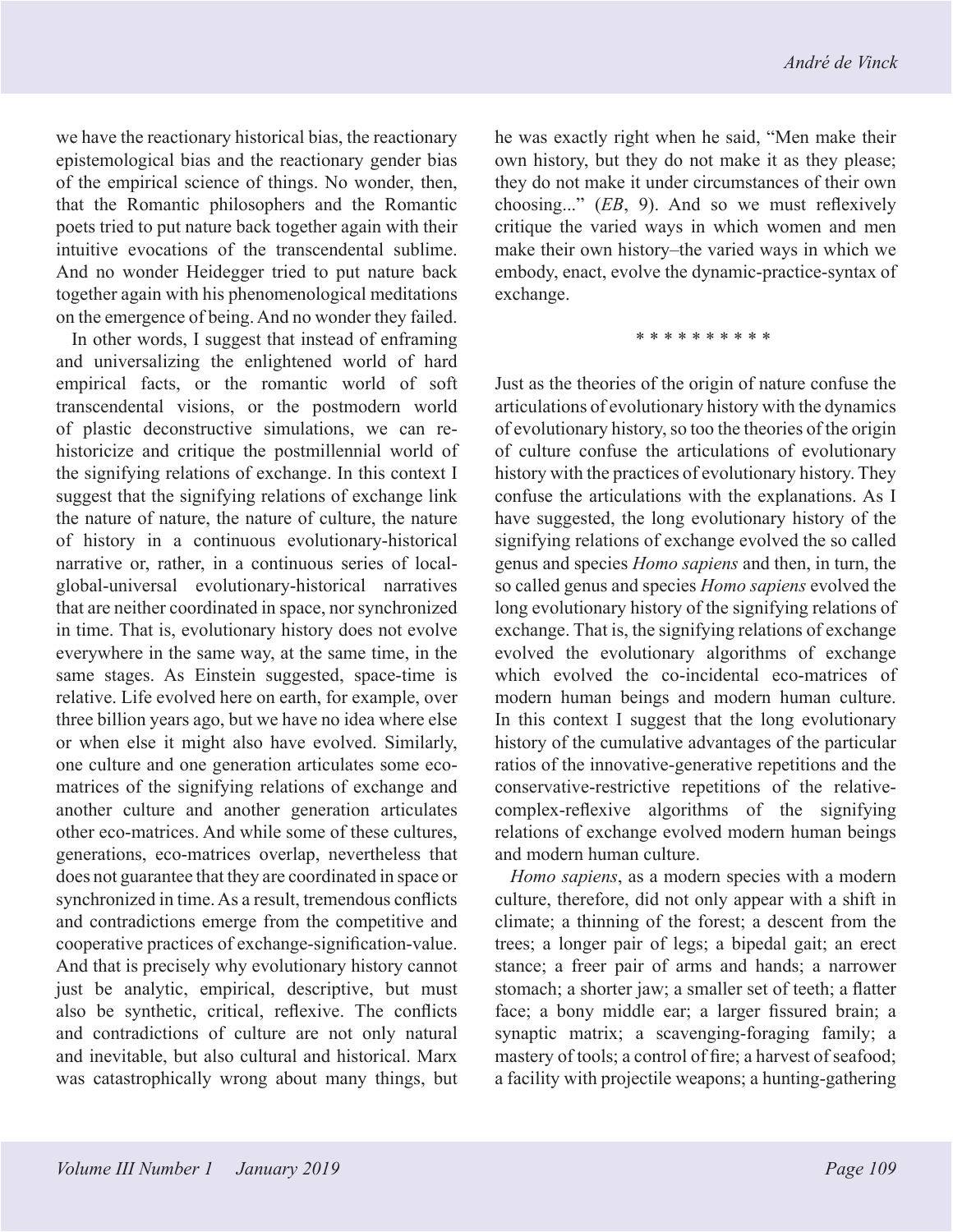we have the reactionary historical bias, the reactionary epistemological bias and the reactionary gender bias of the empirical science of things. No wonder, then, that the Romantic philosophers and the Romantic poets tried to put nature back together again with their intuitive evocations of the transcendental sublime. And no wonder Heidegger tried to put nature back together again with his phenomenological meditations on the emergence of being. And no wonder they failed.

In other words, I suggest that instead of enframing and universalizing the enlightened world of hard empirical facts, or the romantic world of soft transcendental visions, or the postmodern world of plastic deconstructive simulations, we can re-historicize and critique the postmillennial world of the signifying relations of exchange. In this context I suggest that the signifying relations of exchange link the nature of nature, the nature of culture, the nature of history in a continuous evolutionary-historical narrative or, rather, in a continuous series of local-global-universal evolutionary-historical narratives that are neither coordinated in space, nor synchronized in time. That is, evolutionary history does not evolve everywhere in the same way, at the same time, in the same stages. As Einstein suggested, space-time is relative. Life evolved here on earth, for example, over three billion years ago, but we have no idea where else or when else it might also have evolved. Similarly, one culture and one generation articulates some eco-matrices of the signifying relations of exchange and another culture and another generation articulates other eco-matrices. And while some of these cultures, generations, eco-matrices overlap, nevertheless that does not guarantee that they are coordinated in space or synchronized in time. As a result, tremendous conflicts and contradictions emerge from the competitive and cooperative practices of exchange-signification-value. And that is precisely why evolutionary history cannot just be analytic, empirical, descriptive, but must also be synthetic, critical, reflexive. The conflicts and contradictions of culture are not only natural and inevitable, but also cultural and historical. Marx was catastrophically wrong about many things, but he was exactly right when he said, "Men make their own history, but they do not make it as they please; they do not make it under circumstances of their own choosing..." (*EB*, 9). And so we must reflexively critique the varied ways in which women and men make their own history–the varied ways in which we embody, enact, evolve the dynamic-practice-syntax of exchange.

\* \* \* \* \* \* \* \* \* \*

Just as the theories of the origin of nature confuse the articulations of evolutionary history with the dynamics of evolutionary history, so too the theories of the origin of culture confuse the articulations of evolutionary history with the practices of evolutionary history. They confuse the articulations with the explanations. As I have suggested, the long evolutionary history of the signifying relations of exchange evolved the so called genus and species *Homo sapiens* and then, in turn, the so called genus and species *Homo sapiens* evolved the long evolutionary history of the signifying relations of exchange. That is, the signifying relations of exchange evolved the evolutionary algorithms of exchange which evolved the co-incidental eco-matrices of modern human beings and modern human culture. In this context I suggest that the long evolutionary history of the cumulative advantages of the particular ratios of the innovative-generative repetitions and the conservative-restrictive repetitions of the relative-complex-reflexive algorithms of the signifying relations of exchange evolved modern human beings and modern human culture.

*Homo sapiens*, as a modern species with a modern culture, therefore, did not only appear with a shift in climate; a thinning of the forest; a descent from the trees; a longer pair of legs; a bipedal gait; an erect stance; a freer pair of arms and hands; a narrower stomach; a shorter jaw; a smaller set of teeth; a flatter face; a bony middle ear; a larger fissured brain; a synaptic matrix; a scavenging-foraging family; a mastery of tools; a control of fire; a harvest of seafood; a facility with projectile weapons; a hunting-gathering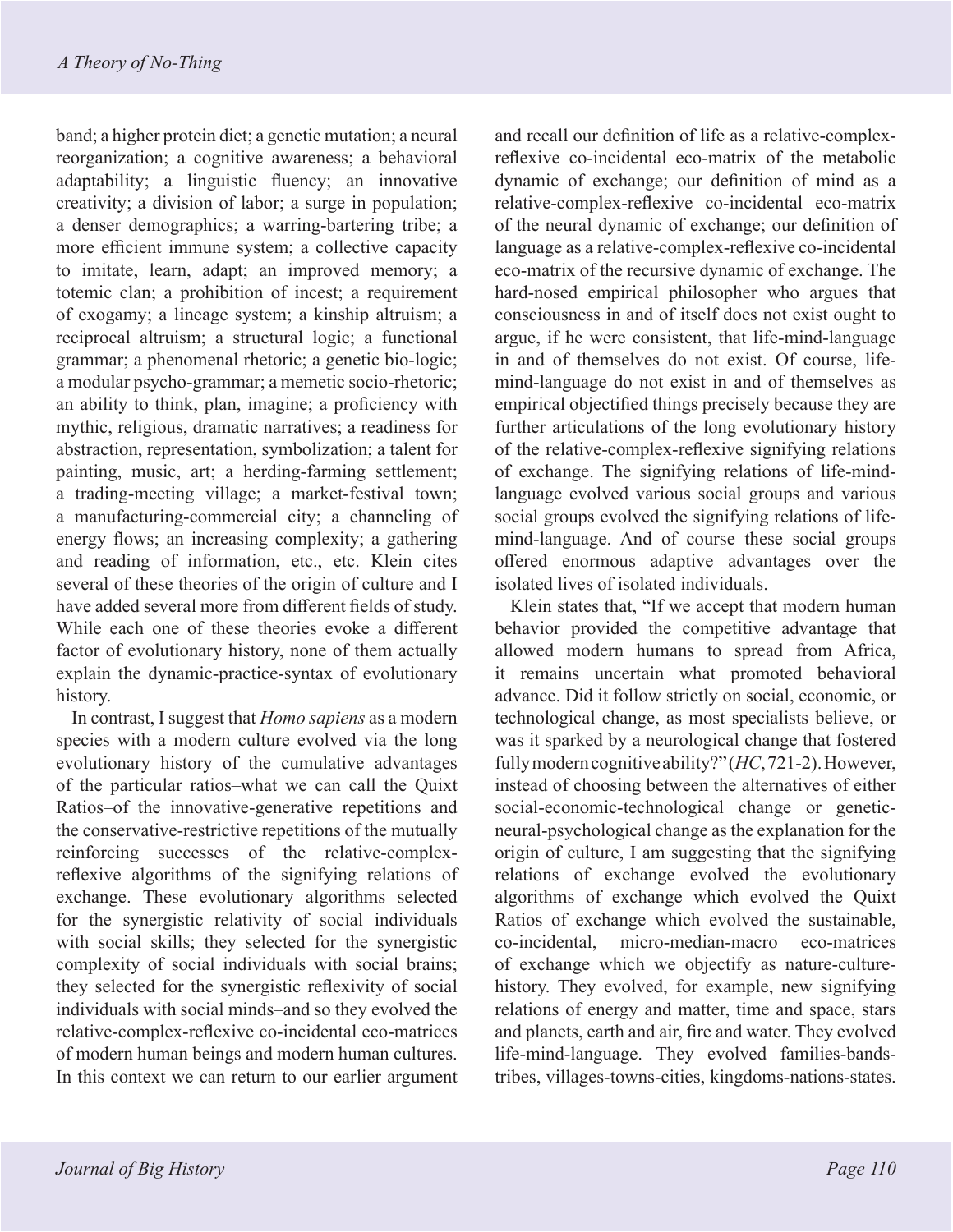band; a higher protein diet; a genetic mutation; a neural reorganization; a cognitive awareness; a behavioral adaptability; a linguistic fluency; an innovative creativity; a division of labor; a surge in population; a denser demographics; a warring-bartering tribe; a more efficient immune system; a collective capacity to imitate, learn, adapt; an improved memory; a totemic clan; a prohibition of incest; a requirement of exogamy; a lineage system; a kinship altruism; a reciprocal altruism; a structural logic; a functional grammar; a phenomenal rhetoric; a genetic bio-logic; a modular psycho-grammar; a memetic socio-rhetoric; an ability to think, plan, imagine; a proficiency with mythic, religious, dramatic narratives; a readiness for abstraction, representation, symbolization; a talent for painting, music, art; a herding-farming settlement; a trading-meeting village; a market-festival town; a manufacturing-commercial city; a channeling of energy flows; an increasing complexity; a gathering and reading of information, etc., etc. Klein cites several of these theories of the origin of culture and I have added several more from different fields of study. While each one of these theories evoke a different factor of evolutionary history, none of them actually explain the dynamic-practice-syntax of evolutionary history.

In contrast, I suggest that *Homo sapiens* as a modern species with a modern culture evolved via the long evolutionary history of the cumulative advantages of the particular ratios–what we can call the Quixt Ratios–of the innovative-generative repetitions and the conservative-restrictive repetitions of the mutually reinforcing successes of the relative-complex-reflexive algorithms of the signifying relations of exchange. These evolutionary algorithms selected for the synergistic relativity of social individuals with social skills; they selected for the synergistic complexity of social individuals with social brains; they selected for the synergistic reflexivity of social individuals with social minds–and so they evolved the relative-complex-reflexive co-incidental eco-matrices of modern human beings and modern human cultures. In this context we can return to our earlier argument and recall our definition of life as a relative-complex-reflexive co-incidental eco-matrix of the metabolic dynamic of exchange; our definition of mind as a relative-complex-reflexive co-incidental eco-matrix of the neural dynamic of exchange; our definition of language as a relative-complex-reflexive co-incidental eco-matrix of the recursive dynamic of exchange. The hard-nosed empirical philosopher who argues that consciousness in and of itself does not exist ought to argue, if he were consistent, that life-mind-language in and of themselves do not exist. Of course, life-mind-language do not exist in and of themselves as empirical objectified things precisely because they are further articulations of the long evolutionary history of the relative-complex-reflexive signifying relations of exchange. The signifying relations of life-mind-language evolved various social groups and various social groups evolved the signifying relations of life-mind-language. And of course these social groups offered enormous adaptive advantages over the isolated lives of isolated individuals.

Klein states that, "If we accept that modern human behavior provided the competitive advantage that allowed modern humans to spread from Africa, it remains uncertain what promoted behavioral advance. Did it follow strictly on social, economic, or technological change, as most specialists believe, or was it sparked by a neurological change that fostered fully modern cognitive ability?" (*HC*, 721-2). However, instead of choosing between the alternatives of either social-economic-technological change or genetic-neural-psychological change as the explanation for the origin of culture, I am suggesting that the signifying relations of exchange evolved the evolutionary algorithms of exchange which evolved the Quixt Ratios of exchange which evolved the sustainable, co-incidental, micro-median-macro eco-matrices of exchange which we objectify as nature-culture-history. They evolved, for example, new signifying relations of energy and matter, time and space, stars and planets, earth and air, fire and water. They evolved life-mind-language. They evolved families-bands-tribes, villages-towns-cities, kingdoms-nations-states.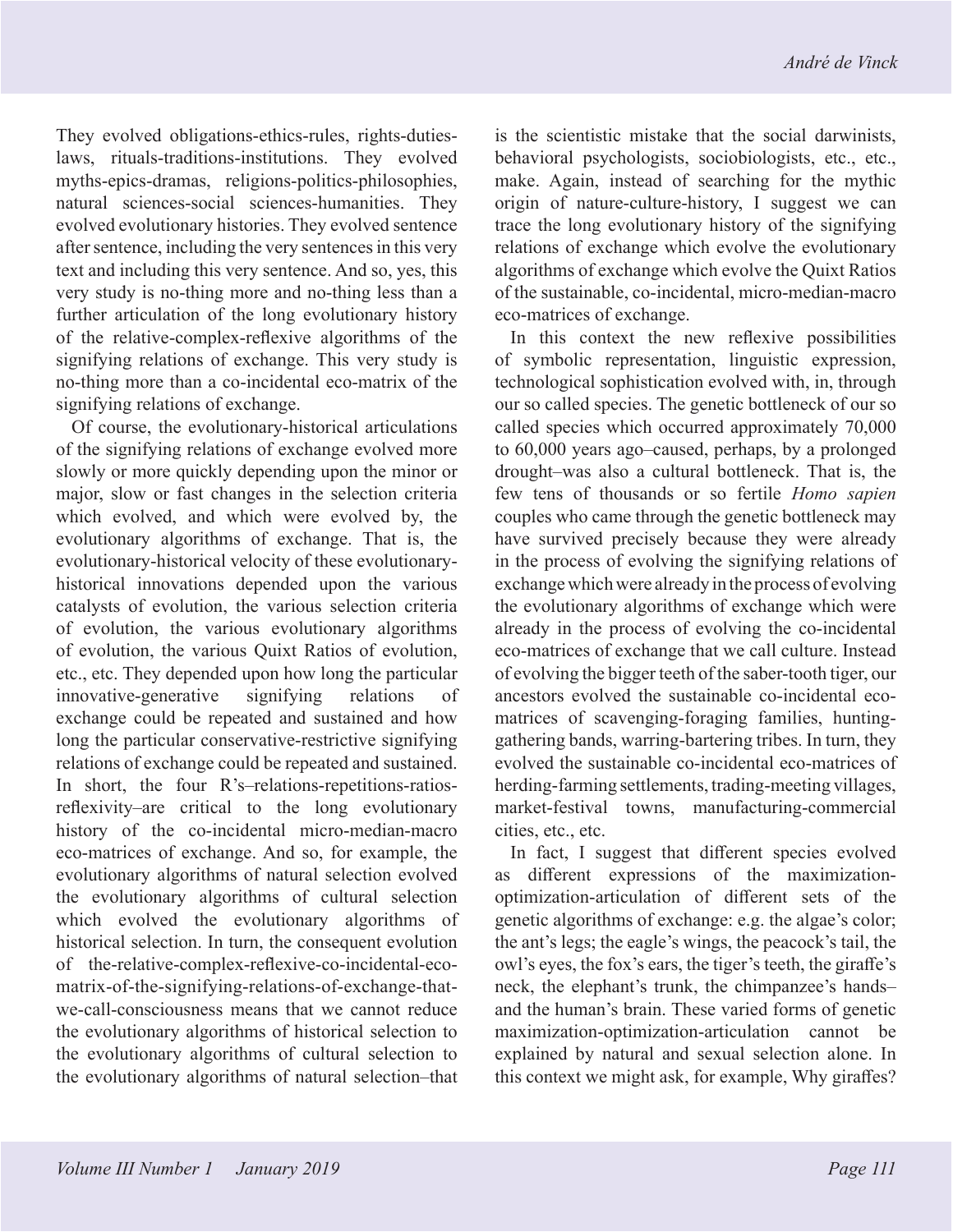They evolved obligations-ethics-rules, rights-duties-laws, rituals-traditions-institutions. They evolved myths-epics-dramas, religions-politics-philosophies, natural sciences-social sciences-humanities. They evolved evolutionary histories. They evolved sentence after sentence, including the very sentences in this very text and including this very sentence. And so, yes, this very study is no-thing more and no-thing less than a further articulation of the long evolutionary history of the relative-complex-reflexive algorithms of the signifying relations of exchange. This very study is no-thing more than a co-incidental eco-matrix of the signifying relations of exchange.

Of course, the evolutionary-historical articulations of the signifying relations of exchange evolved more slowly or more quickly depending upon the minor or major, slow or fast changes in the selection criteria which evolved, and which were evolved by, the evolutionary algorithms of exchange. That is, the evolutionary-historical velocity of these evolutionary-historical innovations depended upon the various catalysts of evolution, the various selection criteria of evolution, the various evolutionary algorithms of evolution, the various Quixt Ratios of evolution, etc., etc. They depended upon how long the particular innovative-generative signifying relations of exchange could be repeated and sustained and how long the particular conservative-restrictive signifying relations of exchange could be repeated and sustained. In short, the four R's–relations-repetitions-ratios-reflexivity–are critical to the long evolutionary history of the co-incidental micro-median-macro eco-matrices of exchange. And so, for example, the evolutionary algorithms of natural selection evolved the evolutionary algorithms of cultural selection which evolved the evolutionary algorithms of historical selection. In turn, the consequent evolution of the-relative-complex-reflexive-co-incidental-eco-matrix-of-the-signifying-relations-of-exchange-that-we-call-consciousness means that we cannot reduce the evolutionary algorithms of historical selection to the evolutionary algorithms of cultural selection to the evolutionary algorithms of natural selection–that is the scientistic mistake that the social darwinists, behavioral psychologists, sociobiologists, etc., etc., make. Again, instead of searching for the mythic origin of nature-culture-history, I suggest we can trace the long evolutionary history of the signifying relations of exchange which evolve the evolutionary algorithms of exchange which evolve the Quixt Ratios of the sustainable, co-incidental, micro-median-macro eco-matrices of exchange.

In this context the new reflexive possibilities of symbolic representation, linguistic expression, technological sophistication evolved with, in, through our so called species. The genetic bottleneck of our so called species which occurred approximately 70,000 to 60,000 years ago–caused, perhaps, by a prolonged drought–was also a cultural bottleneck. That is, the few tens of thousands or so fertile *Homo sapien* couples who came through the genetic bottleneck may have survived precisely because they were already in the process of evolving the signifying relations of exchange which were already in the process of evolving the evolutionary algorithms of exchange which were already in the process of evolving the co-incidental eco-matrices of exchange that we call culture. Instead of evolving the bigger teeth of the saber-tooth tiger, our ancestors evolved the sustainable co-incidental eco-matrices of scavenging-foraging families, hunting-gathering bands, warring-bartering tribes. In turn, they evolved the sustainable co-incidental eco-matrices of herding-farming settlements, trading-meeting villages, market-festival towns, manufacturing-commercial cities, etc., etc.

In fact, I suggest that different species evolved as different expressions of the maximization-optimization-articulation of different sets of the genetic algorithms of exchange: e.g. the algae's color; the ant's legs; the eagle's wings, the peacock's tail, the owl's eyes, the fox's ears, the tiger's teeth, the giraffe's neck, the elephant's trunk, the chimpanzee's hands–and the human's brain. These varied forms of genetic maximization-optimization-articulation cannot be explained by natural and sexual selection alone. In this context we might ask, for example, Why giraffes?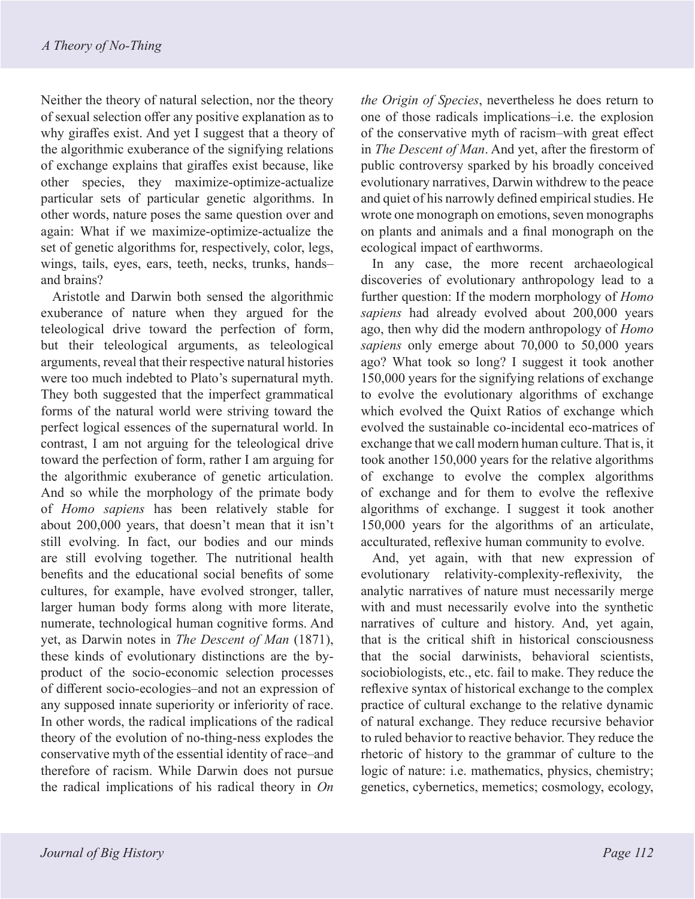Neither the theory of natural selection, nor the theory of sexual selection offer any positive explanation as to why giraffes exist. And yet I suggest that a theory of the algorithmic exuberance of the signifying relations of exchange explains that giraffes exist because, like other species, they maximize-optimize-actualize particular sets of particular genetic algorithms. In other words, nature poses the same question over and again: What if we maximize-optimize-actualize the set of genetic algorithms for, respectively, color, legs, wings, tails, eyes, ears, teeth, necks, trunks, hands–and brains?

Aristotle and Darwin both sensed the algorithmic exuberance of nature when they argued for the teleological drive toward the perfection of form, but their teleological arguments, as teleological arguments, reveal that their respective natural histories were too much indebted to Plato's supernatural myth. They both suggested that the imperfect grammatical forms of the natural world were striving toward the perfect logical essences of the supernatural world. In contrast, I am not arguing for the teleological drive toward the perfection of form, rather I am arguing for the algorithmic exuberance of genetic articulation. And so while the morphology of the primate body of *Homo sapiens* has been relatively stable for about 200,000 years, that doesn't mean that it isn't still evolving. In fact, our bodies and our minds are still evolving together. The nutritional health benefits and the educational social benefits of some cultures, for example, have evolved stronger, taller, larger human body forms along with more literate, numerate, technological human cognitive forms. And yet, as Darwin notes in *The Descent of Man* (1871), these kinds of evolutionary distinctions are the by-product of the socio-economic selection processes of different socio-ecologies–and not an expression of any supposed innate superiority or inferiority of race. In other words, the radical implications of the radical theory of the evolution of no-thing-ness explodes the conservative myth of the essential identity of race–and therefore of racism. While Darwin does not pursue the radical implications of his radical theory in *On the Origin of Species*, nevertheless he does return to one of those radicals implications–i.e. the explosion of the conservative myth of racism–with great effect in *The Descent of Man*. And yet, after the firestorm of public controversy sparked by his broadly conceived evolutionary narratives, Darwin withdrew to the peace and quiet of his narrowly defined empirical studies. He wrote one monograph on emotions, seven monographs on plants and animals and a final monograph on the ecological impact of earthworms.

In any case, the more recent archaeological discoveries of evolutionary anthropology lead to a further question: If the modern morphology of *Homo sapiens* had already evolved about 200,000 years ago, then why did the modern anthropology of *Homo sapiens* only emerge about 70,000 to 50,000 years ago? What took so long? I suggest it took another 150,000 years for the signifying relations of exchange to evolve the evolutionary algorithms of exchange which evolved the Quixt Ratios of exchange which evolved the sustainable co-incidental eco-matrices of exchange that we call modern human culture. That is, it took another 150,000 years for the relative algorithms of exchange to evolve the complex algorithms of exchange and for them to evolve the reflexive algorithms of exchange. I suggest it took another 150,000 years for the algorithms of an articulate, acculturated, reflexive human community to evolve.

And, yet again, with that new expression of evolutionary relativity-complexity-reflexivity, the analytic narratives of nature must necessarily merge with and must necessarily evolve into the synthetic narratives of culture and history. And, yet again, that is the critical shift in historical consciousness that the social darwinists, behavioral scientists, sociobiologists, etc., etc. fail to make. They reduce the reflexive syntax of historical exchange to the complex practice of cultural exchange to the relative dynamic of natural exchange. They reduce recursive behavior to ruled behavior to reactive behavior. They reduce the rhetoric of history to the grammar of culture to the logic of nature: i.e. mathematics, physics, chemistry; genetics, cybernetics, memetics; cosmology, ecology,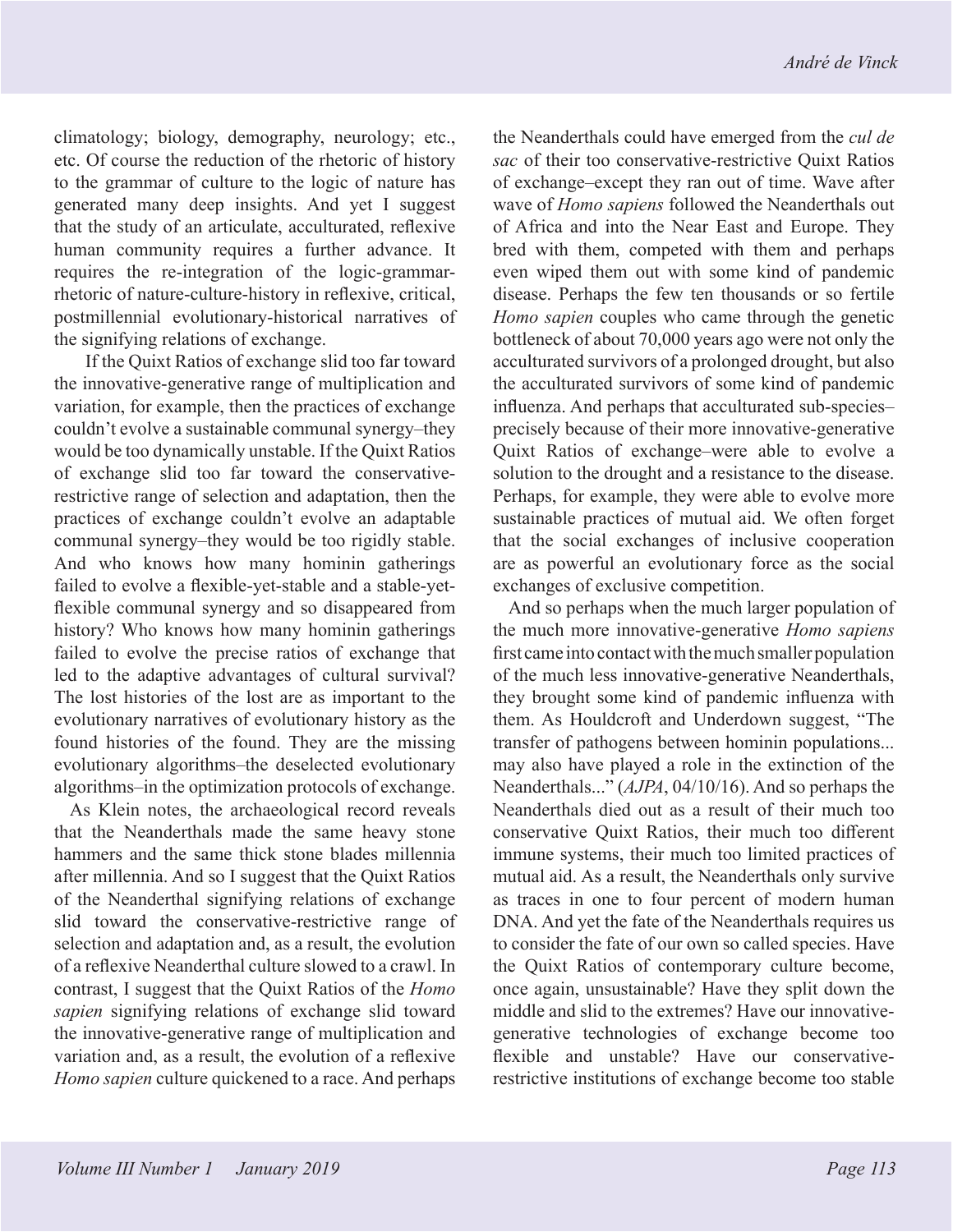climatology; biology, demography, neurology; etc., etc. Of course the reduction of the rhetoric of history to the grammar of culture to the logic of nature has generated many deep insights. And yet I suggest that the study of an articulate, acculturated, reflexive human community requires a further advance. It requires the re-integration of the logic-grammar-rhetoric of nature-culture-history in reflexive, critical, postmillennial evolutionary-historical narratives of the signifying relations of exchange.

If the Quixt Ratios of exchange slid too far toward the innovative-generative range of multiplication and variation, for example, then the practices of exchange couldn't evolve a sustainable communal synergy–they would be too dynamically unstable. If the Quixt Ratios of exchange slid too far toward the conservative-restrictive range of selection and adaptation, then the practices of exchange couldn't evolve an adaptable communal synergy–they would be too rigidly stable. And who knows how many hominin gatherings failed to evolve a flexible-yet-stable and a stable-yet-flexible communal synergy and so disappeared from history? Who knows how many hominin gatherings failed to evolve the precise ratios of exchange that led to the adaptive advantages of cultural survival? The lost histories of the lost are as important to the evolutionary narratives of evolutionary history as the found histories of the found. They are the missing evolutionary algorithms–the deselected evolutionary algorithms–in the optimization protocols of exchange.

As Klein notes, the archaeological record reveals that the Neanderthals made the same heavy stone hammers and the same thick stone blades millennia after millennia. And so I suggest that the Quixt Ratios of the Neanderthal signifying relations of exchange slid toward the conservative-restrictive range of selection and adaptation and, as a result, the evolution of a reflexive Neanderthal culture slowed to a crawl. In contrast, I suggest that the Quixt Ratios of the *Homo sapien* signifying relations of exchange slid toward the innovative-generative range of multiplication and variation and, as a result, the evolution of a reflexive *Homo sapien* culture quickened to a race. And perhaps the Neanderthals could have emerged from the *cul de sac* of their too conservative-restrictive Quixt Ratios of exchange–except they ran out of time. Wave after wave of *Homo sapiens* followed the Neanderthals out of Africa and into the Near East and Europe. They bred with them, competed with them and perhaps even wiped them out with some kind of pandemic disease. Perhaps the few ten thousands or so fertile *Homo sapien* couples who came through the genetic bottleneck of about 70,000 years ago were not only the acculturated survivors of a prolonged drought, but also the acculturated survivors of some kind of pandemic influenza. And perhaps that acculturated sub-species–precisely because of their more innovative-generative Quixt Ratios of exchange–were able to evolve a solution to the drought and a resistance to the disease. Perhaps, for example, they were able to evolve more sustainable practices of mutual aid. We often forget that the social exchanges of inclusive cooperation are as powerful an evolutionary force as the social exchanges of exclusive competition.

And so perhaps when the much larger population of the much more innovative-generative *Homo sapiens* first came into contact with the much smaller population of the much less innovative-generative Neanderthals, they brought some kind of pandemic influenza with them. As Houldcroft and Underdown suggest, "The transfer of pathogens between hominin populations... may also have played a role in the extinction of the Neanderthals..." (*AJPA*, 04/10/16). And so perhaps the Neanderthals died out as a result of their much too conservative Quixt Ratios, their much too different immune systems, their much too limited practices of mutual aid. As a result, the Neanderthals only survive as traces in one to four percent of modern human DNA. And yet the fate of the Neanderthals requires us to consider the fate of our own so called species. Have the Quixt Ratios of contemporary culture become, once again, unsustainable? Have they split down the middle and slid to the extremes? Have our innovative-generative technologies of exchange become too flexible and unstable? Have our conservative-restrictive institutions of exchange become too stable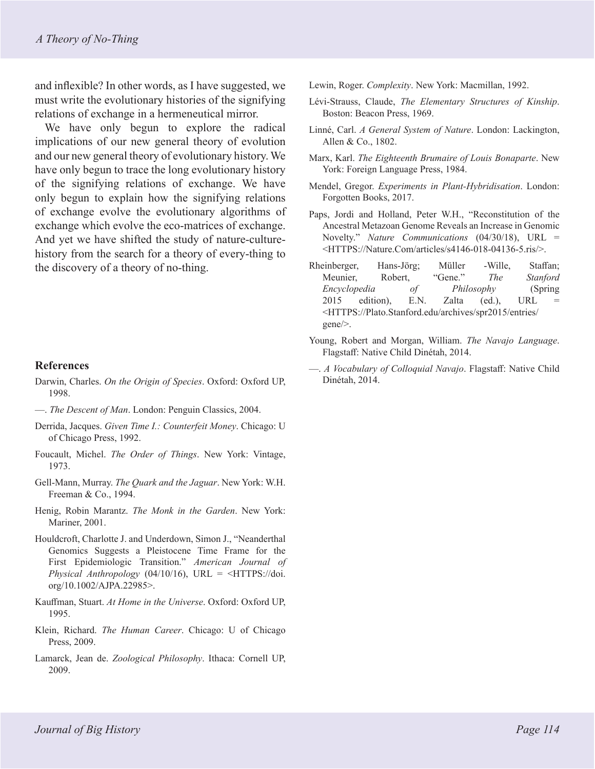and inflexible? In other words, as I have suggested, we must write the evolutionary histories of the signifying relations of exchange in a hermeneutical mirror.

We have only begun to explore the radical implications of our new general theory of evolution and our new general theory of evolutionary history. We have only begun to trace the long evolutionary history of the signifying relations of exchange. We have only begun to explain how the signifying relations of exchange evolve the evolutionary algorithms of exchange which evolve the eco-matrices of exchange. And yet we have shifted the study of nature-culture-history from the search for a theory of every-thing to the discovery of a theory of no-thing.

## References

Darwin, Charles. *On the Origin of Species*. Oxford: Oxford UP, 1998.

—. *The Descent of Man*. London: Penguin Classics, 2004.

Derrida, Jacques. *Given Time I.: Counterfeit Money*. Chicago: U of Chicago Press, 1992.

Foucault, Michel. *The Order of Things*. New York: Vintage, 1973.

Gell-Mann, Murray. *The Quark and the Jaguar*. New York: W.H. Freeman & Co., 1994.

Henig, Robin Marantz. *The Monk in the Garden*. New York: Mariner, 2001.

Houldcroft, Charlotte J. and Underdown, Simon J., "Neanderthal Genomics Suggests a Pleistocene Time Frame for the First Epidemiologic Transition." *American Journal of Physical Anthropology* (04/10/16), URL = <HTTPS://doi.org/10.1002/AJPA.22985>.

Kauffman, Stuart. *At Home in the Universe*. Oxford: Oxford UP, 1995.

Klein, Richard. *The Human Career*. Chicago: U of Chicago Press, 2009.

Lamarck, Jean de. *Zoological Philosophy*. Ithaca: Cornell UP, 2009.

Lewin, Roger. *Complexity*. New York: Macmillan, 1992.

Lévi-Strauss, Claude, *The Elementary Structures of Kinship*. Boston: Beacon Press, 1969.

Linné, Carl. *A General System of Nature*. London: Lackington, Allen & Co., 1802.

Marx, Karl. *The Eighteenth Brumaire of Louis Bonaparte*. New York: Foreign Language Press, 1984.

Mendel, Gregor. *Experiments in Plant-Hybridisation*. London: Forgotten Books, 2017.

Paps, Jordi and Holland, Peter W.H., "Reconstitution of the Ancestral Metazoan Genome Reveals an Increase in Genomic Novelty." *Nature Communications* (04/30/18), URL = <HTTPS://Nature.Com/articles/s4146-018-04136-5.ris/>.

Rheinberger, Hans-Jörg; Müller -Wille, Staffan; Meunier, Robert, "Gene." *The Stanford Encyclopedia of Philosophy* (Spring 2015 edition), E.N. Zalta (ed.), URL = <HTTPS://Plato.Stanford.edu/archives/spr2015/entries/gene/>.

Young, Robert and Morgan, William. *The Navajo Language*. Flagstaff: Native Child Dinétah, 2014.

—. *A Vocabulary of Colloquial Navajo*. Flagstaff: Native Child Dinétah, 2014.